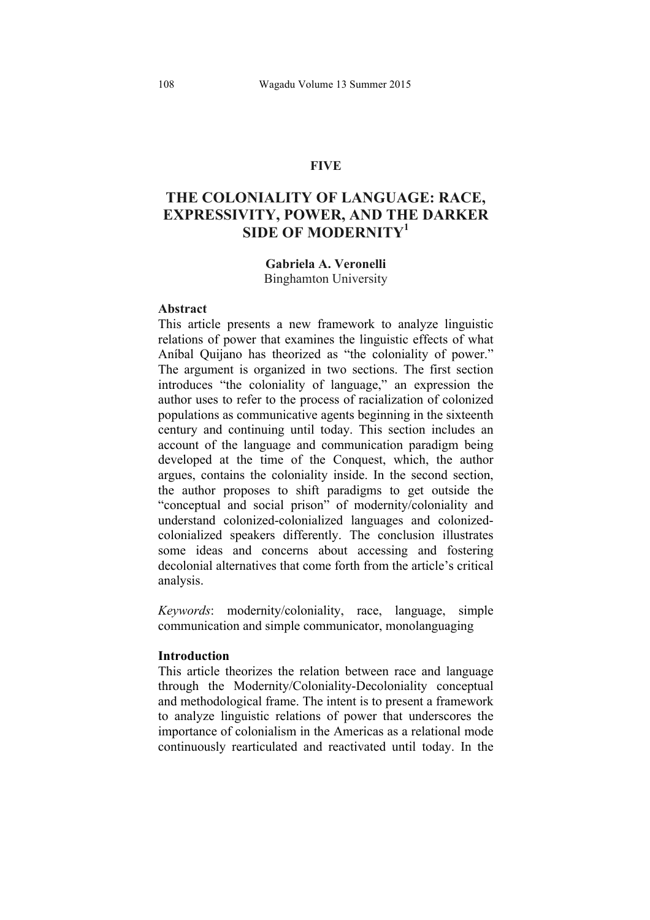FIVE

# THE COLONIALITY OF LANGUAGE: RACE, EXPRESSIVITY, POWER, AND THE DARKER SIDE OF MODERNITY[1]

**Gabriela A. Veronelli**
Binghamton University

**Abstract**
This article presents a new framework to analyze linguistic relations of power that examines the linguistic effects of what Aníbal Quijano has theorized as "the coloniality of power." The argument is organized in two sections. The first section introduces "the coloniality of language," an expression the author uses to refer to the process of racialization of colonized populations as communicative agents beginning in the sixteenth century and continuing until today. This section includes an account of the language and communication paradigm being developed at the time of the Conquest, which, the author argues, contains the coloniality inside. In the second section, the author proposes to shift paradigms to get outside the "conceptual and social prison" of modernity/coloniality and understand colonized-colonialized languages and colonized-colonialized speakers differently. The conclusion illustrates some ideas and concerns about accessing and fostering decolonial alternatives that come forth from the article's critical analysis.

*Keywords*: modernity/coloniality, race, language, simple communication and simple communicator, monolanguaging

## Introduction

This article theorizes the relation between race and language through the Modernity/Coloniality-Decoloniality conceptual and methodological frame. The intent is to present a framework to analyze linguistic relations of power that underscores the importance of colonialism in the Americas as a relational mode continuously rearticulated and reactivated until today. In the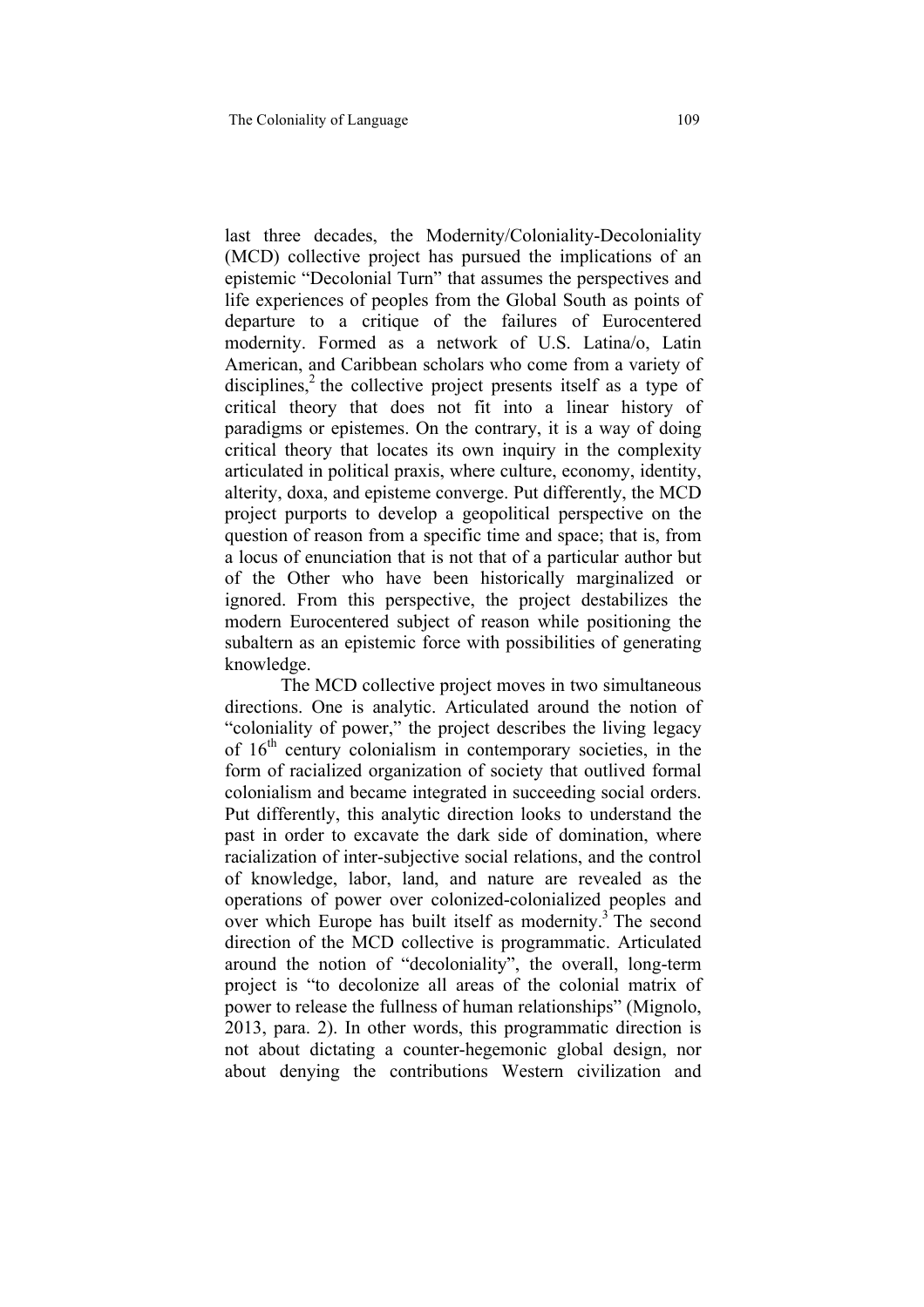last three decades, the Modernity/Coloniality-Decoloniality (MCD) collective project has pursued the implications of an epistemic "Decolonial Turn" that assumes the perspectives and life experiences of peoples from the Global South as points of departure to a critique of the failures of Eurocentered modernity. Formed as a network of U.S. Latina/o, Latin American, and Caribbean scholars who come from a variety of disciplines,[2] the collective project presents itself as a type of critical theory that does not fit into a linear history of paradigms or epistemes. On the contrary, it is a way of doing critical theory that locates its own inquiry in the complexity articulated in political praxis, where culture, economy, identity, alterity, doxa, and episteme converge. Put differently, the MCD project purports to develop a geopolitical perspective on the question of reason from a specific time and space; that is, from a locus of enunciation that is not that of a particular author but of the Other who have been historically marginalized or ignored. From this perspective, the project destabilizes the modern Eurocentered subject of reason while positioning the subaltern as an epistemic force with possibilities of generating knowledge.

The MCD collective project moves in two simultaneous directions. One is analytic. Articulated around the notion of "coloniality of power," the project describes the living legacy of 16th century colonialism in contemporary societies, in the form of racialized organization of society that outlived formal colonialism and became integrated in succeeding social orders. Put differently, this analytic direction looks to understand the past in order to excavate the dark side of domination, where racialization of inter-subjective social relations, and the control of knowledge, labor, land, and nature are revealed as the operations of power over colonized-colonialized peoples and over which Europe has built itself as modernity.[3] The second direction of the MCD collective is programmatic. Articulated around the notion of "decoloniality", the overall, long-term project is "to decolonize all areas of the colonial matrix of power to release the fullness of human relationships" (Mignolo, 2013, para. 2). In other words, this programmatic direction is not about dictating a counter-hegemonic global design, nor about denying the contributions Western civilization and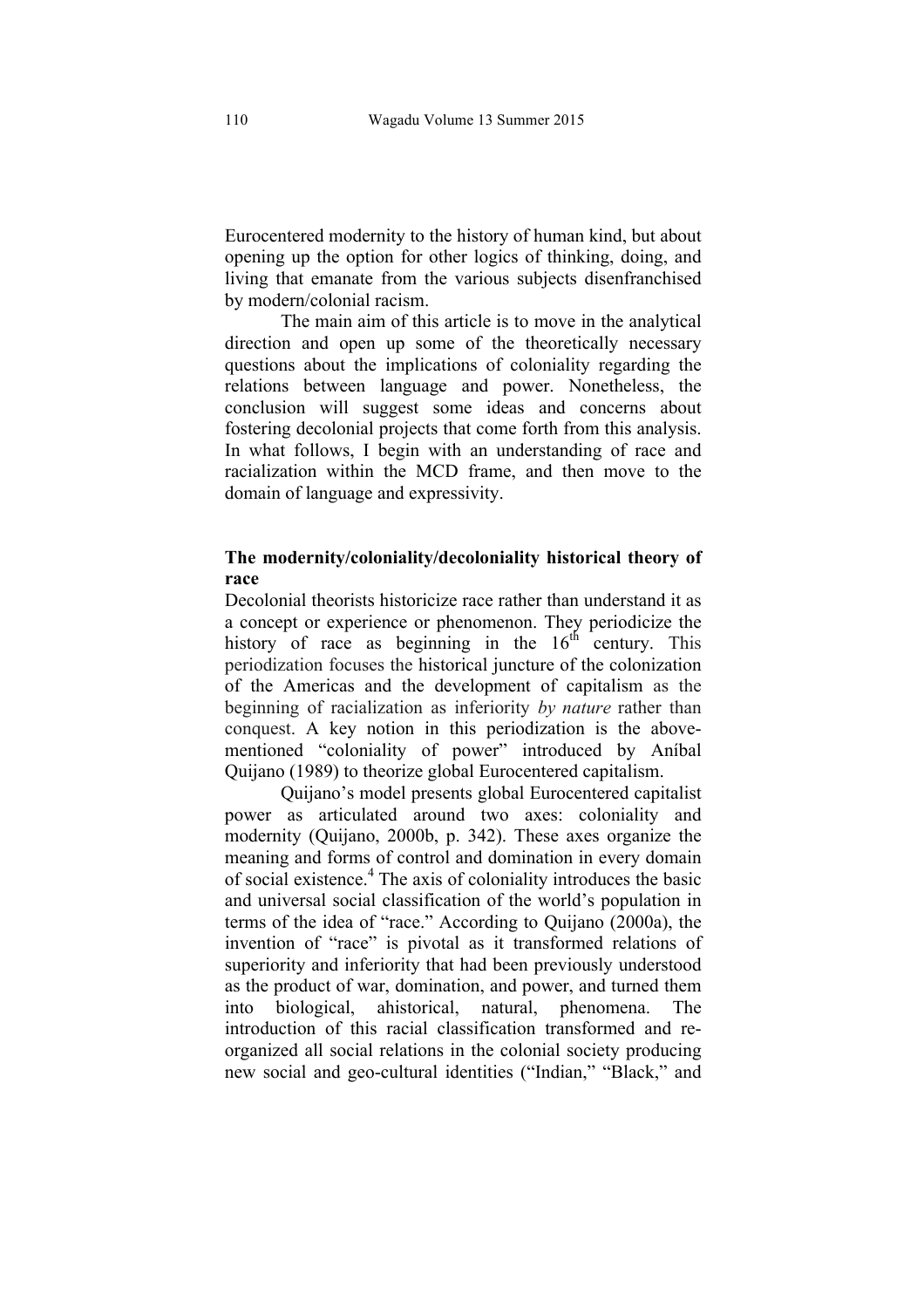Eurocentered modernity to the history of human kind, but about opening up the option for other logics of thinking, doing, and living that emanate from the various subjects disenfranchised by modern/colonial racism.

The main aim of this article is to move in the analytical direction and open up some of the theoretically necessary questions about the implications of coloniality regarding the relations between language and power. Nonetheless, the conclusion will suggest some ideas and concerns about fostering decolonial projects that come forth from this analysis. In what follows, I begin with an understanding of race and racialization within the MCD frame, and then move to the domain of language and expressivity.

## The modernity/coloniality/decoloniality historical theory of race

Decolonial theorists historicize race rather than understand it as a concept or experience or phenomenon. They periodicize the history of race as beginning in the 16th century. This periodization focuses the historical juncture of the colonization of the Americas and the development of capitalism as the beginning of racialization as inferiority *by nature* rather than conquest. A key notion in this periodization is the above-mentioned "coloniality of power" introduced by Aníbal Quijano (1989) to theorize global Eurocentered capitalism.

Quijano's model presents global Eurocentered capitalist power as articulated around two axes: coloniality and modernity (Quijano, 2000b, p. 342). These axes organize the meaning and forms of control and domination in every domain of social existence.[4] The axis of coloniality introduces the basic and universal social classification of the world's population in terms of the idea of "race." According to Quijano (2000a), the invention of "race" is pivotal as it transformed relations of superiority and inferiority that had been previously understood as the product of war, domination, and power, and turned them into biological, ahistorical, natural, phenomena. The introduction of this racial classification transformed and re-organized all social relations in the colonial society producing new social and geo-cultural identities ("Indian," "Black," and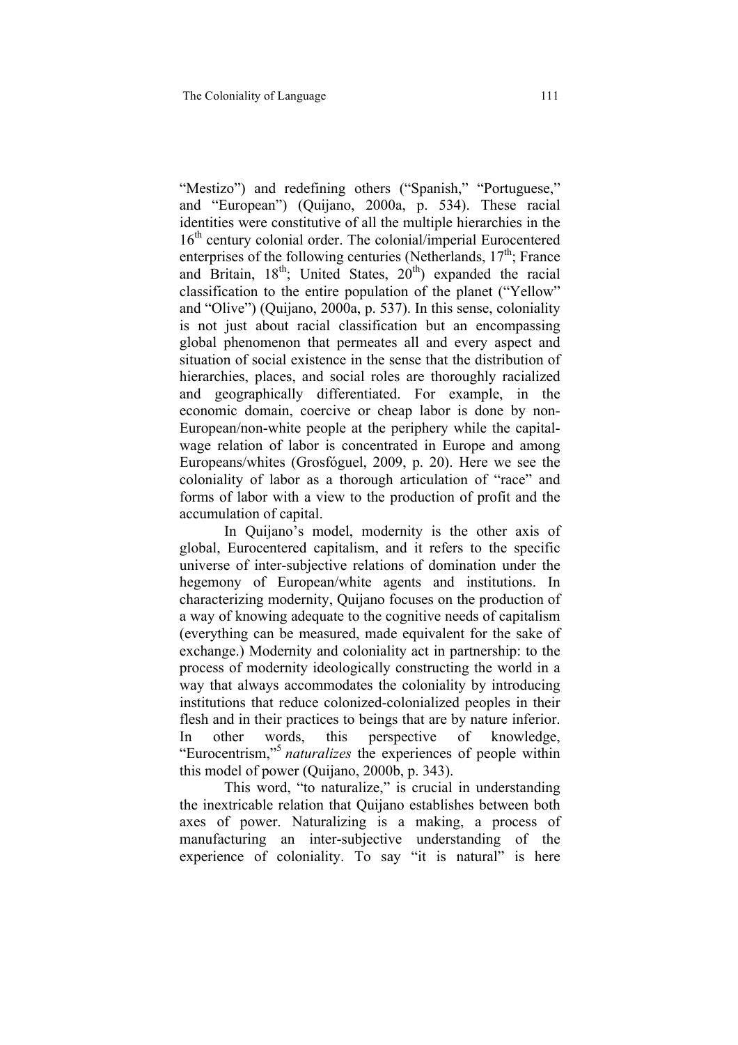"Mestizo") and redefining others ("Spanish," "Portuguese," and "European") (Quijano, 2000a, p. 534). These racial identities were constitutive of all the multiple hierarchies in the 16th century colonial order. The colonial/imperial Eurocentered enterprises of the following centuries (Netherlands, 17th; France and Britain, 18th; United States, 20th) expanded the racial classification to the entire population of the planet ("Yellow" and "Olive") (Quijano, 2000a, p. 537). In this sense, coloniality is not just about racial classification but an encompassing global phenomenon that permeates all and every aspect and situation of social existence in the sense that the distribution of hierarchies, places, and social roles are thoroughly racialized and geographically differentiated. For example, in the economic domain, coercive or cheap labor is done by non-European/non-white people at the periphery while the capital-wage relation of labor is concentrated in Europe and among Europeans/whites (Grosfóguel, 2009, p. 20). Here we see the coloniality of labor as a thorough articulation of "race" and forms of labor with a view to the production of profit and the accumulation of capital.

In Quijano's model, modernity is the other axis of global, Eurocentered capitalism, and it refers to the specific universe of inter-subjective relations of domination under the hegemony of European/white agents and institutions. In characterizing modernity, Quijano focuses on the production of a way of knowing adequate to the cognitive needs of capitalism (everything can be measured, made equivalent for the sake of exchange.) Modernity and coloniality act in partnership: to the process of modernity ideologically constructing the world in a way that always accommodates the coloniality by introducing institutions that reduce colonized-colonialized peoples in their flesh and in their practices to beings that are by nature inferior. In other words, this perspective of knowledge, "Eurocentrism,"[5] *naturalizes* the experiences of people within this model of power (Quijano, 2000b, p. 343).

This word, "to naturalize," is crucial in understanding the inextricable relation that Quijano establishes between both axes of power. Naturalizing is a making, a process of manufacturing an inter-subjective understanding of the experience of coloniality. To say "it is natural" is here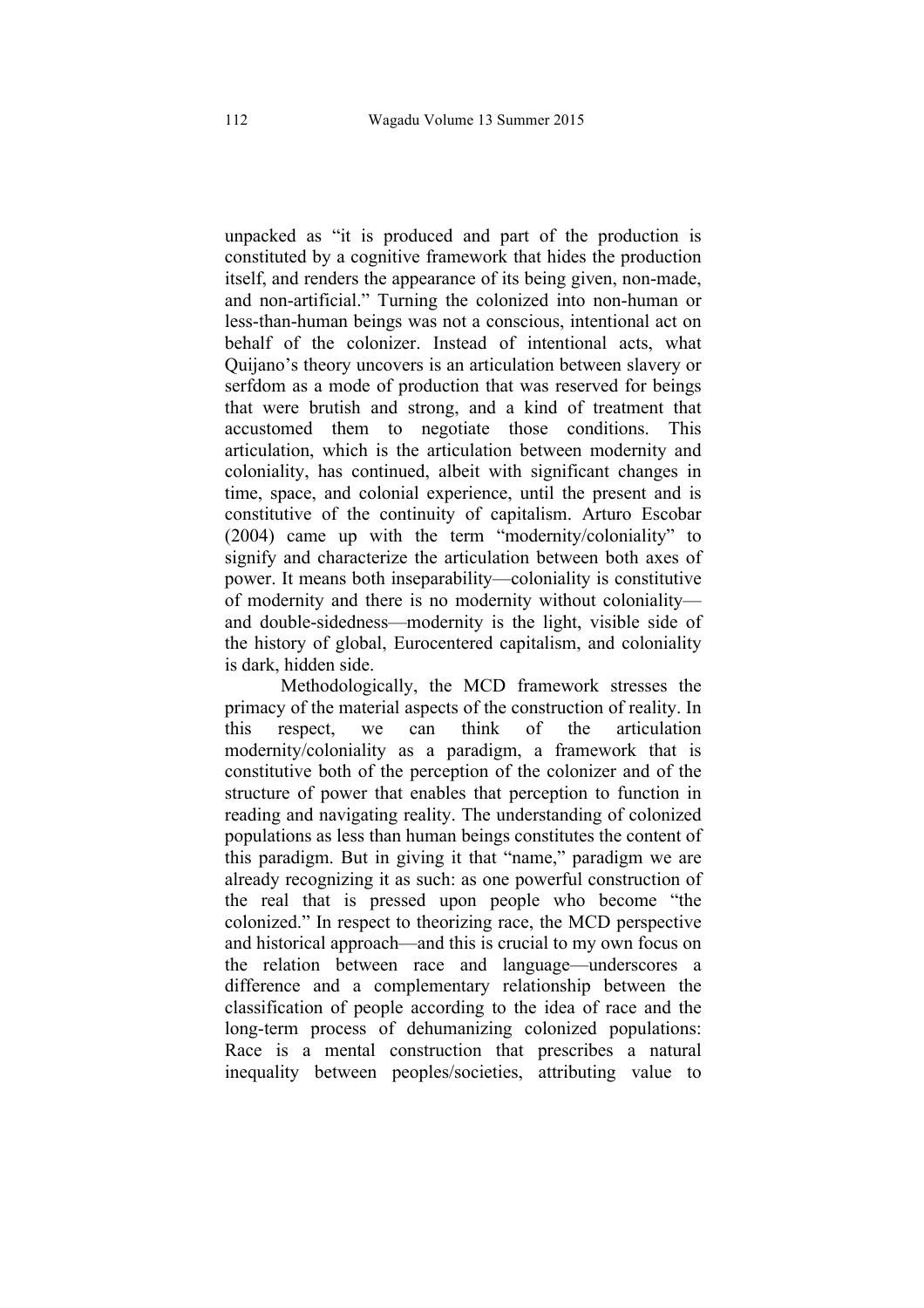unpacked as "it is produced and part of the production is constituted by a cognitive framework that hides the production itself, and renders the appearance of its being given, non-made, and non-artificial." Turning the colonized into non-human or less-than-human beings was not a conscious, intentional act on behalf of the colonizer. Instead of intentional acts, what Quijano's theory uncovers is an articulation between slavery or serfdom as a mode of production that was reserved for beings that were brutish and strong, and a kind of treatment that accustomed them to negotiate those conditions. This articulation, which is the articulation between modernity and coloniality, has continued, albeit with significant changes in time, space, and colonial experience, until the present and is constitutive of the continuity of capitalism. Arturo Escobar (2004) came up with the term "modernity/coloniality" to signify and characterize the articulation between both axes of power. It means both inseparability—coloniality is constitutive of modernity and there is no modernity without coloniality—and double-sidedness—modernity is the light, visible side of the history of global, Eurocentered capitalism, and coloniality is dark, hidden side.

Methodologically, the MCD framework stresses the primacy of the material aspects of the construction of reality. In this respect, we can think of the articulation modernity/coloniality as a paradigm, a framework that is constitutive both of the perception of the colonizer and of the structure of power that enables that perception to function in reading and navigating reality. The understanding of colonized populations as less than human beings constitutes the content of this paradigm. But in giving it that "name," paradigm we are already recognizing it as such: as one powerful construction of the real that is pressed upon people who become "the colonized." In respect to theorizing race, the MCD perspective and historical approach—and this is crucial to my own focus on the relation between race and language—underscores a difference and a complementary relationship between the classification of people according to the idea of race and the long-term process of dehumanizing colonized populations: Race is a mental construction that prescribes a natural inequality between peoples/societies, attributing value to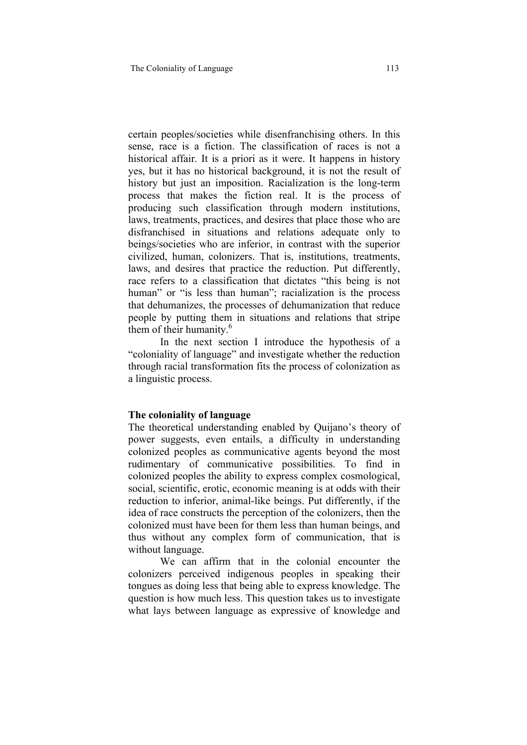certain peoples/societies while disenfranchising others. In this sense, race is a fiction. The classification of races is not a historical affair. It is a priori as it were. It happens in history yes, but it has no historical background, it is not the result of history but just an imposition. Racialization is the long-term process that makes the fiction real. It is the process of producing such classification through modern institutions, laws, treatments, practices, and desires that place those who are disfranchised in situations and relations adequate only to beings/societies who are inferior, in contrast with the superior civilized, human, colonizers. That is, institutions, treatments, laws, and desires that practice the reduction. Put differently, race refers to a classification that dictates "this being is not human" or "is less than human"; racialization is the process that dehumanizes, the processes of dehumanization that reduce people by putting them in situations and relations that stripe them of their humanity.[6]

In the next section I introduce the hypothesis of a "coloniality of language" and investigate whether the reduction through racial transformation fits the process of colonization as a linguistic process.

## The coloniality of language

The theoretical understanding enabled by Quijano's theory of power suggests, even entails, a difficulty in understanding colonized peoples as communicative agents beyond the most rudimentary of communicative possibilities. To find in colonized peoples the ability to express complex cosmological, social, scientific, erotic, economic meaning is at odds with their reduction to inferior, animal-like beings. Put differently, if the idea of race constructs the perception of the colonizers, then the colonized must have been for them less than human beings, and thus without any complex form of communication, that is without language.

We can affirm that in the colonial encounter the colonizers perceived indigenous peoples in speaking their tongues as doing less that being able to express knowledge. The question is how much less. This question takes us to investigate what lays between language as expressive of knowledge and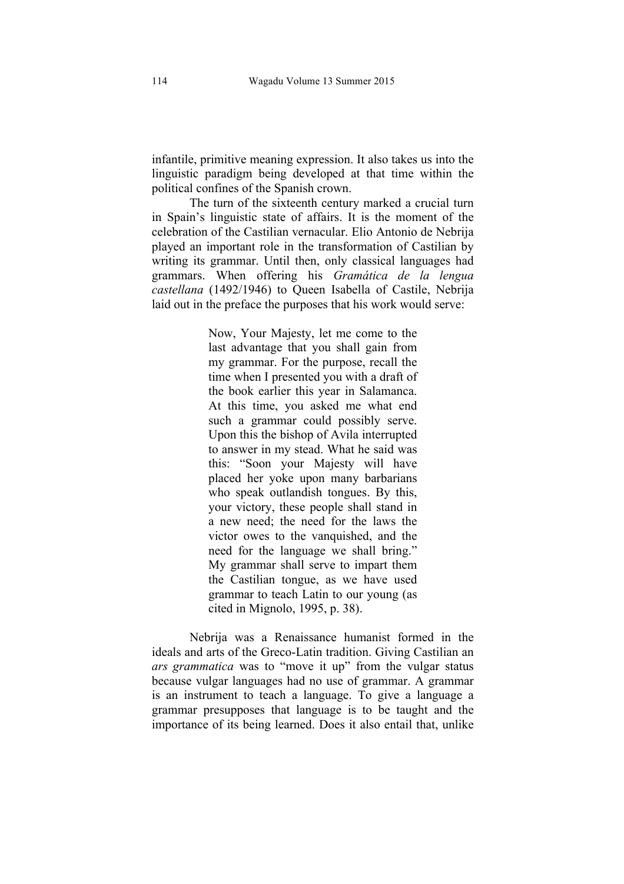infantile, primitive meaning expression. It also takes us into the linguistic paradigm being developed at that time within the political confines of the Spanish crown.

The turn of the sixteenth century marked a crucial turn in Spain's linguistic state of affairs. It is the moment of the celebration of the Castilian vernacular. Elio Antonio de Nebrija played an important role in the transformation of Castilian by writing its grammar. Until then, only classical languages had grammars. When offering his *Gramática de la lengua castellana* (1492/1946) to Queen Isabella of Castile, Nebrija laid out in the preface the purposes that his work would serve:

> Now, Your Majesty, let me come to the last advantage that you shall gain from my grammar. For the purpose, recall the time when I presented you with a draft of the book earlier this year in Salamanca. At this time, you asked me what end such a grammar could possibly serve. Upon this the bishop of Avila interrupted to answer in my stead. What he said was this: "Soon your Majesty will have placed her yoke upon many barbarians who speak outlandish tongues. By this, your victory, these people shall stand in a new need; the need for the laws the victor owes to the vanquished, and the need for the language we shall bring." My grammar shall serve to impart them the Castilian tongue, as we have used grammar to teach Latin to our young (as cited in Mignolo, 1995, p. 38).

Nebrija was a Renaissance humanist formed in the ideals and arts of the Greco-Latin tradition. Giving Castilian an *ars grammatica* was to "move it up" from the vulgar status because vulgar languages had no use of grammar. A grammar is an instrument to teach a language. To give a language a grammar presupposes that language is to be taught and the importance of its being learned. Does it also entail that, unlike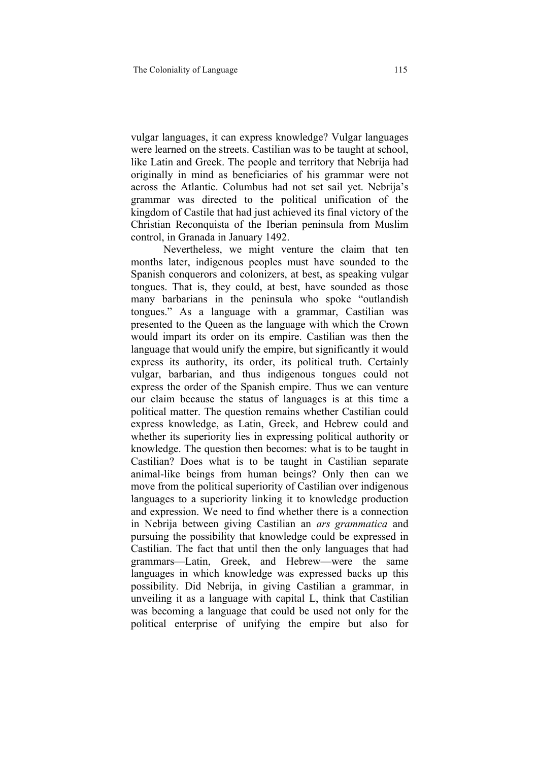vulgar languages, it can express knowledge? Vulgar languages were learned on the streets. Castilian was to be taught at school, like Latin and Greek. The people and territory that Nebrija had originally in mind as beneficiaries of his grammar were not across the Atlantic. Columbus had not set sail yet. Nebrija's grammar was directed to the political unification of the kingdom of Castile that had just achieved its final victory of the Christian Reconquista of the Iberian peninsula from Muslim control, in Granada in January 1492.

Nevertheless, we might venture the claim that ten months later, indigenous peoples must have sounded to the Spanish conquerors and colonizers, at best, as speaking vulgar tongues. That is, they could, at best, have sounded as those many barbarians in the peninsula who spoke "outlandish tongues." As a language with a grammar, Castilian was presented to the Queen as the language with which the Crown would impart its order on its empire. Castilian was then the language that would unify the empire, but significantly it would express its authority, its order, its political truth. Certainly vulgar, barbarian, and thus indigenous tongues could not express the order of the Spanish empire. Thus we can venture our claim because the status of languages is at this time a political matter. The question remains whether Castilian could express knowledge, as Latin, Greek, and Hebrew could and whether its superiority lies in expressing political authority or knowledge. The question then becomes: what is to be taught in Castilian? Does what is to be taught in Castilian separate animal-like beings from human beings? Only then can we move from the political superiority of Castilian over indigenous languages to a superiority linking it to knowledge production and expression. We need to find whether there is a connection in Nebrija between giving Castilian an *ars grammatica* and pursuing the possibility that knowledge could be expressed in Castilian. The fact that until then the only languages that had grammars—Latin, Greek, and Hebrew—were the same languages in which knowledge was expressed backs up this possibility. Did Nebrija, in giving Castilian a grammar, in unveiling it as a language with capital L, think that Castilian was becoming a language that could be used not only for the political enterprise of unifying the empire but also for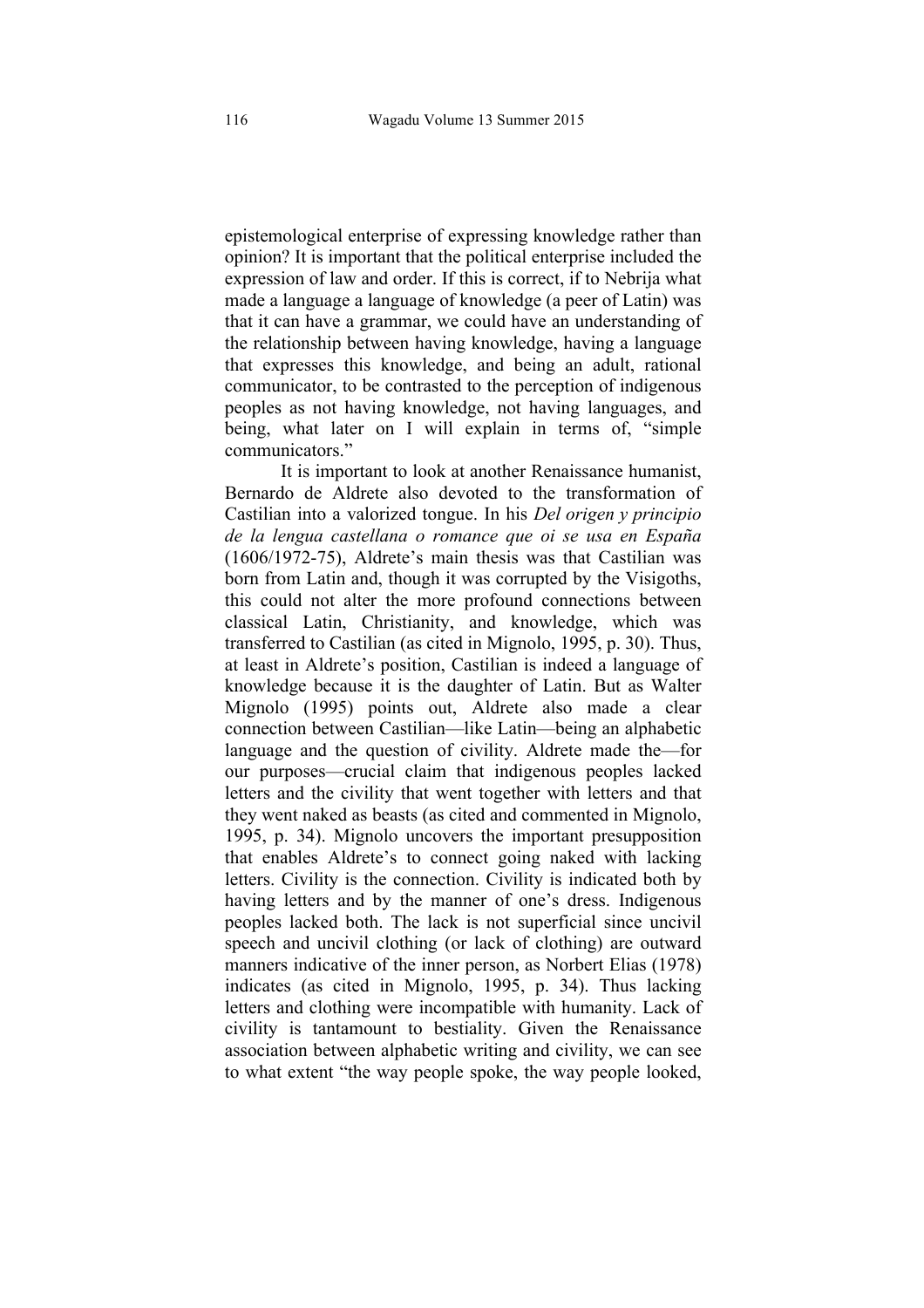epistemological enterprise of expressing knowledge rather than opinion? It is important that the political enterprise included the expression of law and order. If this is correct, if to Nebrija what made a language a language of knowledge (a peer of Latin) was that it can have a grammar, we could have an understanding of the relationship between having knowledge, having a language that expresses this knowledge, and being an adult, rational communicator, to be contrasted to the perception of indigenous peoples as not having knowledge, not having languages, and being, what later on I will explain in terms of, "simple communicators."

It is important to look at another Renaissance humanist, Bernardo de Aldrete also devoted to the transformation of Castilian into a valorized tongue. In his *Del origen y principio de la lengua castellana o romance que oi se usa en España* (1606/1972-75), Aldrete's main thesis was that Castilian was born from Latin and, though it was corrupted by the Visigoths, this could not alter the more profound connections between classical Latin, Christianity, and knowledge, which was transferred to Castilian (as cited in Mignolo, 1995, p. 30). Thus, at least in Aldrete's position, Castilian is indeed a language of knowledge because it is the daughter of Latin. But as Walter Mignolo (1995) points out, Aldrete also made a clear connection between Castilian—like Latin—being an alphabetic language and the question of civility. Aldrete made the—for our purposes—crucial claim that indigenous peoples lacked letters and the civility that went together with letters and that they went naked as beasts (as cited and commented in Mignolo, 1995, p. 34). Mignolo uncovers the important presupposition that enables Aldrete's to connect going naked with lacking letters. Civility is the connection. Civility is indicated both by having letters and by the manner of one's dress. Indigenous peoples lacked both. The lack is not superficial since uncivil speech and uncivil clothing (or lack of clothing) are outward manners indicative of the inner person, as Norbert Elias (1978) indicates (as cited in Mignolo, 1995, p. 34). Thus lacking letters and clothing were incompatible with humanity. Lack of civility is tantamount to bestiality. Given the Renaissance association between alphabetic writing and civility, we can see to what extent "the way people spoke, the way people looked,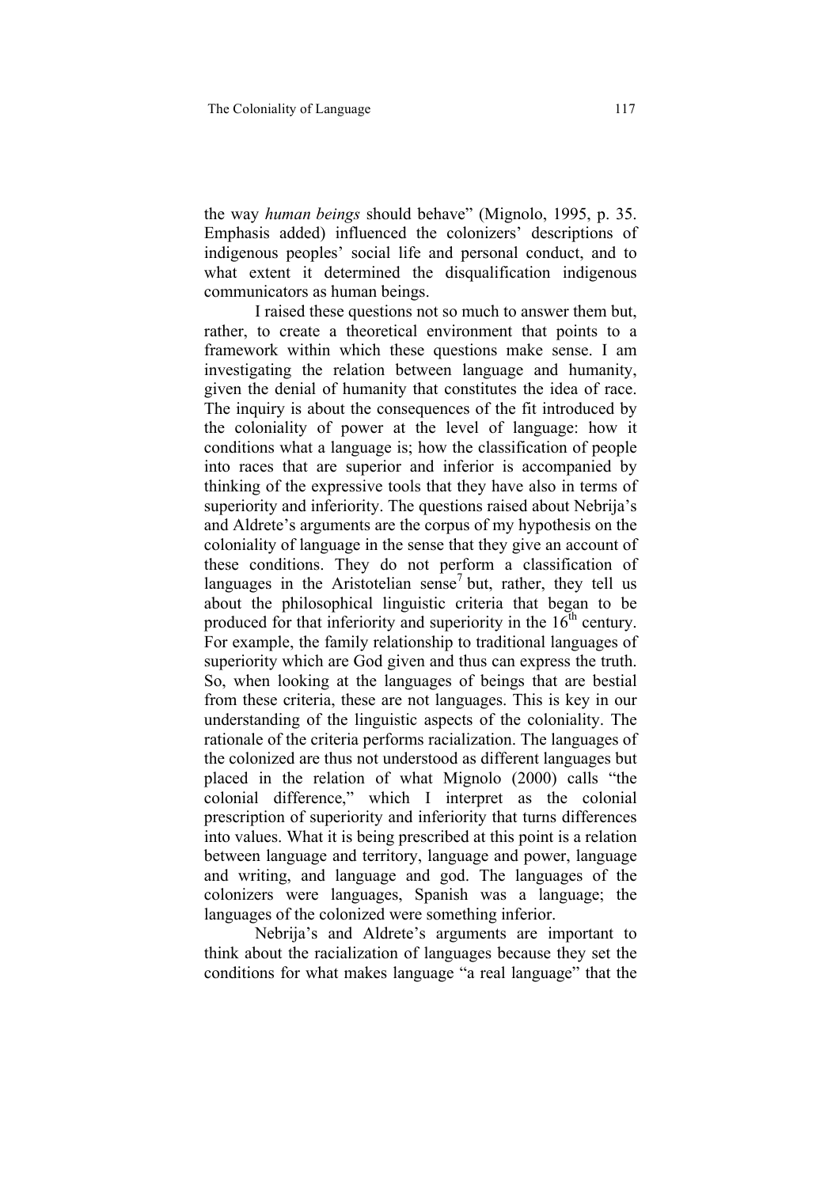the way *human beings* should behave" (Mignolo, 1995, p. 35. Emphasis added) influenced the colonizers' descriptions of indigenous peoples' social life and personal conduct, and to what extent it determined the disqualification indigenous communicators as human beings.

I raised these questions not so much to answer them but, rather, to create a theoretical environment that points to a framework within which these questions make sense. I am investigating the relation between language and humanity, given the denial of humanity that constitutes the idea of race. The inquiry is about the consequences of the fit introduced by the coloniality of power at the level of language: how it conditions what a language is; how the classification of people into races that are superior and inferior is accompanied by thinking of the expressive tools that they have also in terms of superiority and inferiority. The questions raised about Nebrija's and Aldrete's arguments are the corpus of my hypothesis on the coloniality of language in the sense that they give an account of these conditions. They do not perform a classification of languages in the Aristotelian sense[7] but, rather, they tell us about the philosophical linguistic criteria that began to be produced for that inferiority and superiority in the 16th century. For example, the family relationship to traditional languages of superiority which are God given and thus can express the truth. So, when looking at the languages of beings that are bestial from these criteria, these are not languages. This is key in our understanding of the linguistic aspects of the coloniality. The rationale of the criteria performs racialization. The languages of the colonized are thus not understood as different languages but placed in the relation of what Mignolo (2000) calls "the colonial difference," which I interpret as the colonial prescription of superiority and inferiority that turns differences into values. What it is being prescribed at this point is a relation between language and territory, language and power, language and writing, and language and god. The languages of the colonizers were languages, Spanish was a language; the languages of the colonized were something inferior.

Nebrija's and Aldrete's arguments are important to think about the racialization of languages because they set the conditions for what makes language "a real language" that the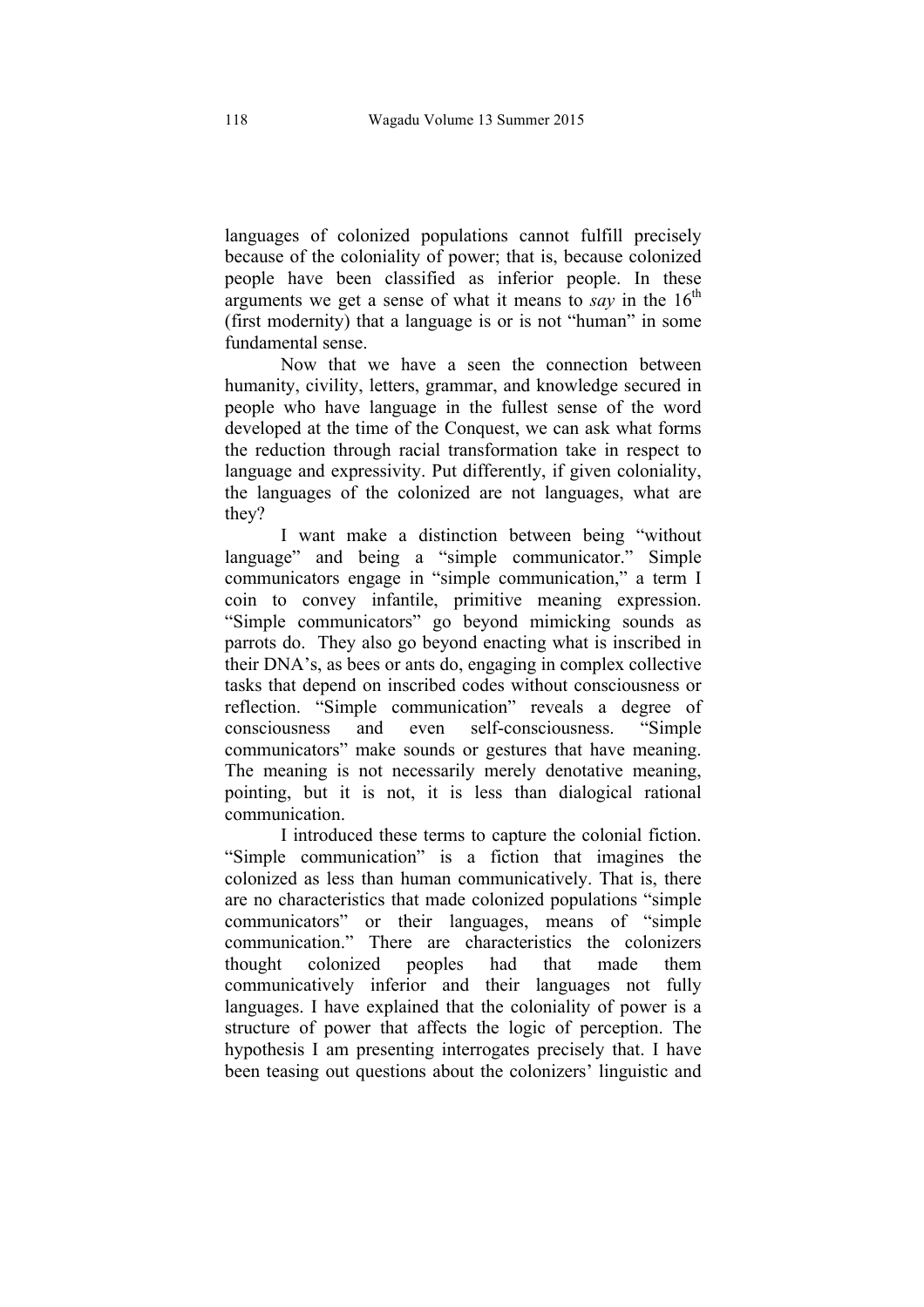languages of colonized populations cannot fulfill precisely because of the coloniality of power; that is, because colonized people have been classified as inferior people. In these arguments we get a sense of what it means to *say* in the 16th (first modernity) that a language is or is not "human" in some fundamental sense.

Now that we have a seen the connection between humanity, civility, letters, grammar, and knowledge secured in people who have language in the fullest sense of the word developed at the time of the Conquest, we can ask what forms the reduction through racial transformation take in respect to language and expressivity. Put differently, if given coloniality, the languages of the colonized are not languages, what are they?

I want make a distinction between being "without language" and being a "simple communicator." Simple communicators engage in "simple communication," a term I coin to convey infantile, primitive meaning expression. "Simple communicators" go beyond mimicking sounds as parrots do. They also go beyond enacting what is inscribed in their DNA's, as bees or ants do, engaging in complex collective tasks that depend on inscribed codes without consciousness or reflection. "Simple communication" reveals a degree of consciousness and even self-consciousness. "Simple communicators" make sounds or gestures that have meaning. The meaning is not necessarily merely denotative meaning, pointing, but it is not, it is less than dialogical rational communication.

I introduced these terms to capture the colonial fiction. "Simple communication" is a fiction that imagines the colonized as less than human communicatively. That is, there are no characteristics that made colonized populations "simple communicators" or their languages, means of "simple communication." There are characteristics the colonizers thought colonized peoples had that made them communicatively inferior and their languages not fully languages. I have explained that the coloniality of power is a structure of power that affects the logic of perception. The hypothesis I am presenting interrogates precisely that. I have been teasing out questions about the colonizers' linguistic and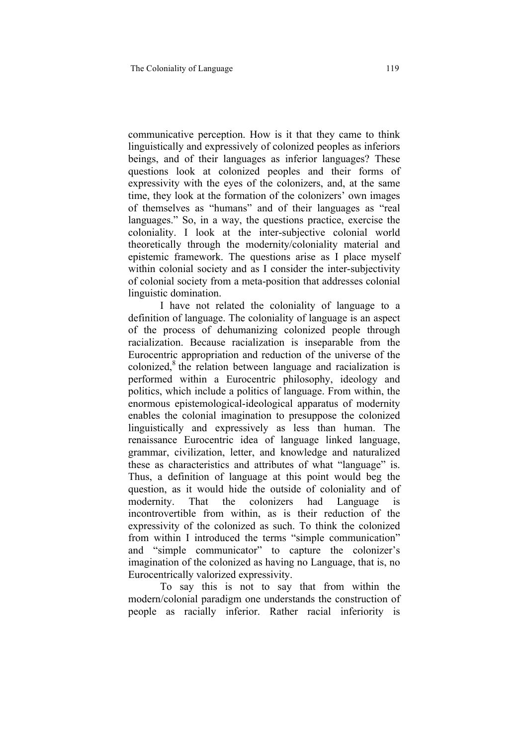communicative perception. How is it that they came to think linguistically and expressively of colonized peoples as inferiors beings, and of their languages as inferior languages? These questions look at colonized peoples and their forms of expressivity with the eyes of the colonizers, and, at the same time, they look at the formation of the colonizers' own images of themselves as "humans" and of their languages as "real languages." So, in a way, the questions practice, exercise the coloniality. I look at the inter-subjective colonial world theoretically through the modernity/coloniality material and epistemic framework. The questions arise as I place myself within colonial society and as I consider the inter-subjectivity of colonial society from a meta-position that addresses colonial linguistic domination.

I have not related the coloniality of language to a definition of language. The coloniality of language is an aspect of the process of dehumanizing colonized people through racialization. Because racialization is inseparable from the Eurocentric appropriation and reduction of the universe of the colonized,[8] the relation between language and racialization is performed within a Eurocentric philosophy, ideology and politics, which include a politics of language. From within, the enormous epistemological-ideological apparatus of modernity enables the colonial imagination to presuppose the colonized linguistically and expressively as less than human. The renaissance Eurocentric idea of language linked language, grammar, civilization, letter, and knowledge and naturalized these as characteristics and attributes of what "language" is. Thus, a definition of language at this point would beg the question, as it would hide the outside of coloniality and of modernity. That the colonizers had Language is incontrovertible from within, as is their reduction of the expressivity of the colonized as such. To think the colonized from within I introduced the terms "simple communication" and "simple communicator" to capture the colonizer's imagination of the colonized as having no Language, that is, no Eurocentrically valorized expressivity.

To say this is not to say that from within the modern/colonial paradigm one understands the construction of people as racially inferior. Rather racial inferiority is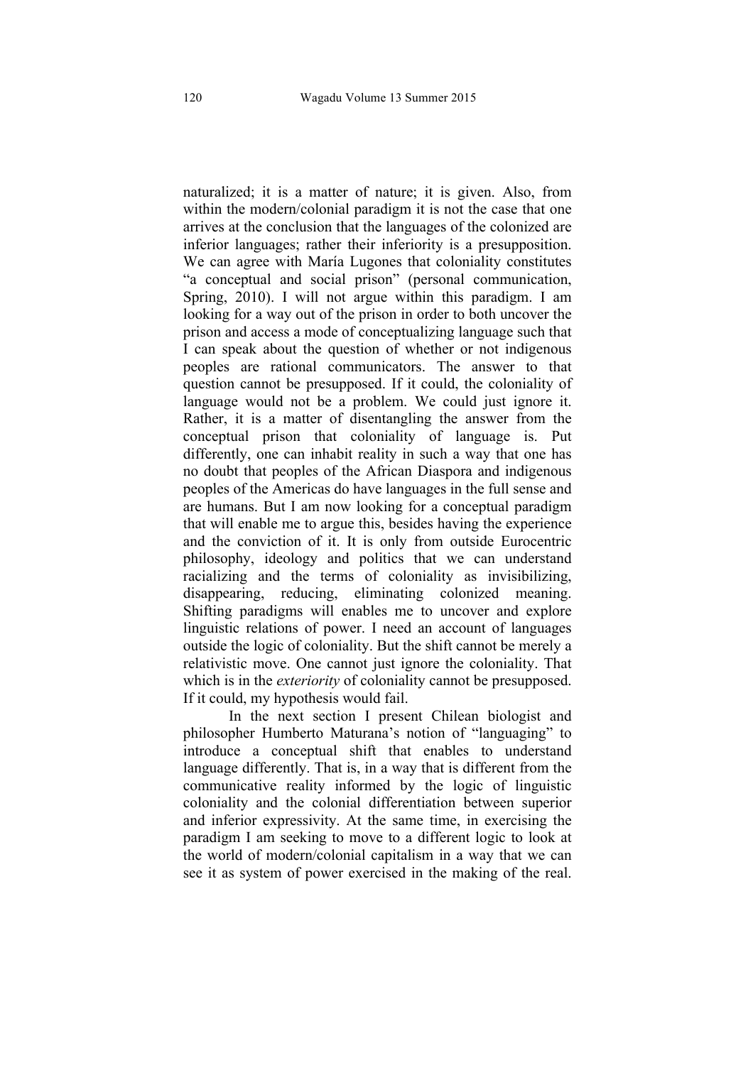naturalized; it is a matter of nature; it is given. Also, from within the modern/colonial paradigm it is not the case that one arrives at the conclusion that the languages of the colonized are inferior languages; rather their inferiority is a presupposition. We can agree with María Lugones that coloniality constitutes "a conceptual and social prison" (personal communication, Spring, 2010). I will not argue within this paradigm. I am looking for a way out of the prison in order to both uncover the prison and access a mode of conceptualizing language such that I can speak about the question of whether or not indigenous peoples are rational communicators. The answer to that question cannot be presupposed. If it could, the coloniality of language would not be a problem. We could just ignore it. Rather, it is a matter of disentangling the answer from the conceptual prison that coloniality of language is. Put differently, one can inhabit reality in such a way that one has no doubt that peoples of the African Diaspora and indigenous peoples of the Americas do have languages in the full sense and are humans. But I am now looking for a conceptual paradigm that will enable me to argue this, besides having the experience and the conviction of it. It is only from outside Eurocentric philosophy, ideology and politics that we can understand racializing and the terms of coloniality as invisibilizing, disappearing, reducing, eliminating colonized meaning. Shifting paradigms will enables me to uncover and explore linguistic relations of power. I need an account of languages outside the logic of coloniality. But the shift cannot be merely a relativistic move. One cannot just ignore the coloniality. That which is in the *exteriority* of coloniality cannot be presupposed. If it could, my hypothesis would fail.

In the next section I present Chilean biologist and philosopher Humberto Maturana's notion of "languaging" to introduce a conceptual shift that enables to understand language differently. That is, in a way that is different from the communicative reality informed by the logic of linguistic coloniality and the colonial differentiation between superior and inferior expressivity. At the same time, in exercising the paradigm I am seeking to move to a different logic to look at the world of modern/colonial capitalism in a way that we can see it as system of power exercised in the making of the real.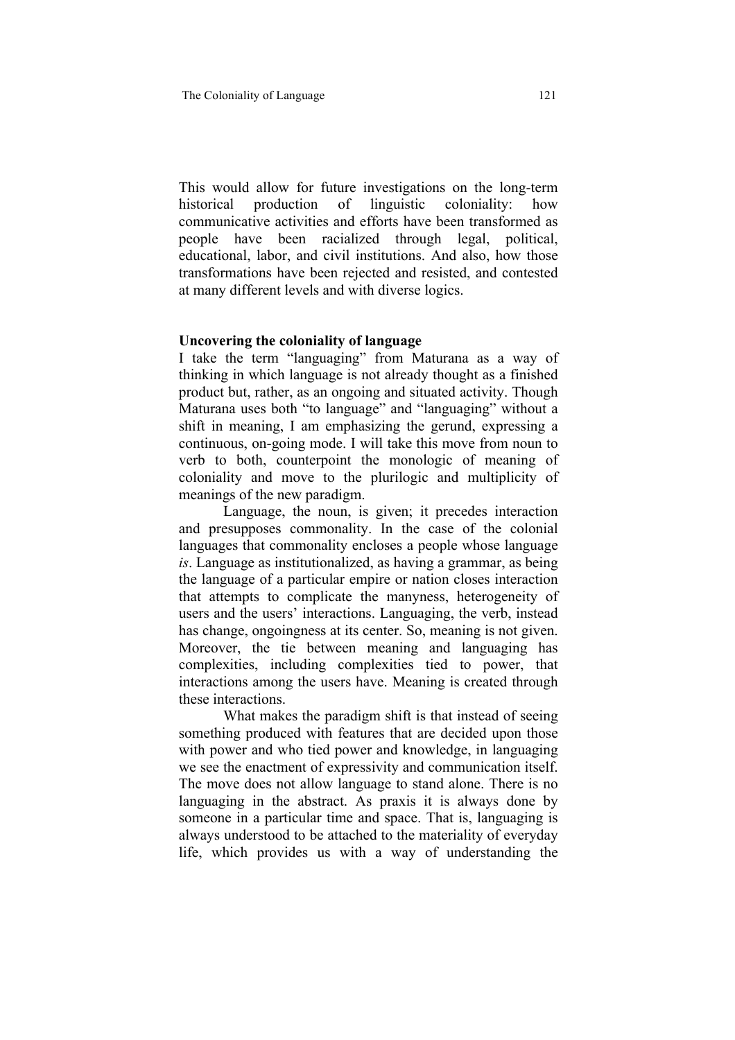This would allow for future investigations on the long-term historical production of linguistic coloniality: how communicative activities and efforts have been transformed as people have been racialized through legal, political, educational, labor, and civil institutions. And also, how those transformations have been rejected and resisted, and contested at many different levels and with diverse logics.

**Uncovering the coloniality of language**

I take the term "languaging" from Maturana as a way of thinking in which language is not already thought as a finished product but, rather, as an ongoing and situated activity. Though Maturana uses both "to language" and "languaging" without a shift in meaning, I am emphasizing the gerund, expressing a continuous, on-going mode. I will take this move from noun to verb to both, counterpoint the monologic of meaning of coloniality and move to the plurilogic and multiplicity of meanings of the new paradigm.

Language, the noun, is given; it precedes interaction and presupposes commonality. In the case of the colonial languages that commonality encloses a people whose language *is*. Language as institutionalized, as having a grammar, as being the language of a particular empire or nation closes interaction that attempts to complicate the manyness, heterogeneity of users and the users' interactions. Languaging, the verb, instead has change, ongoingness at its center. So, meaning is not given. Moreover, the tie between meaning and languaging has complexities, including complexities tied to power, that interactions among the users have. Meaning is created through these interactions.

What makes the paradigm shift is that instead of seeing something produced with features that are decided upon those with power and who tied power and knowledge, in languaging we see the enactment of expressivity and communication itself. The move does not allow language to stand alone. There is no languaging in the abstract. As praxis it is always done by someone in a particular time and space. That is, languaging is always understood to be attached to the materiality of everyday life, which provides us with a way of understanding the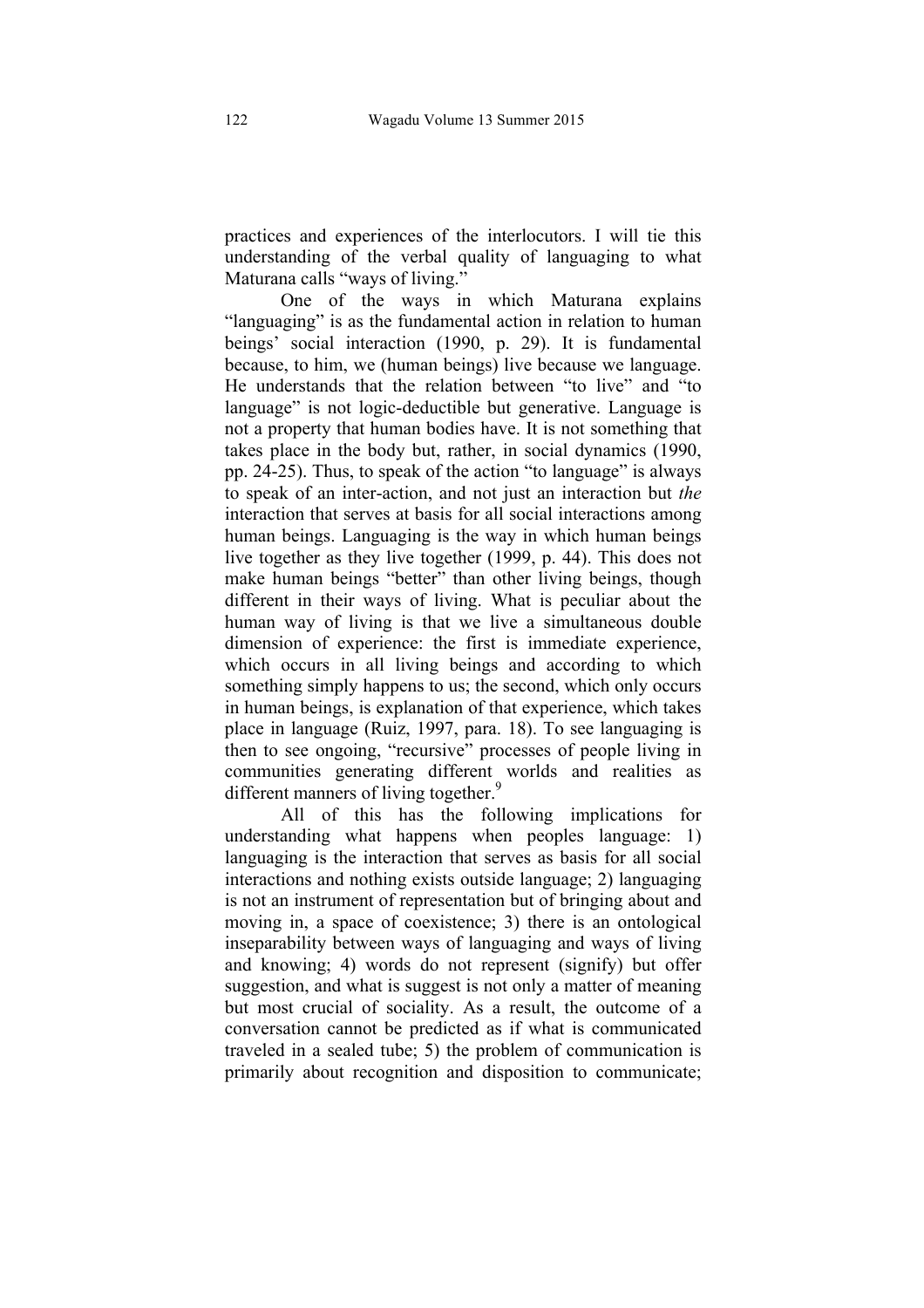practices and experiences of the interlocutors. I will tie this understanding of the verbal quality of languaging to what Maturana calls "ways of living."

One of the ways in which Maturana explains "languaging" is as the fundamental action in relation to human beings' social interaction (1990, p. 29). It is fundamental because, to him, we (human beings) live because we language. He understands that the relation between "to live" and "to language" is not logic-deductible but generative. Language is not a property that human bodies have. It is not something that takes place in the body but, rather, in social dynamics (1990, pp. 24-25). Thus, to speak of the action "to language" is always to speak of an inter-action, and not just an interaction but *the* interaction that serves at basis for all social interactions among human beings. Languaging is the way in which human beings live together as they live together (1999, p. 44). This does not make human beings "better" than other living beings, though different in their ways of living. What is peculiar about the human way of living is that we live a simultaneous double dimension of experience: the first is immediate experience, which occurs in all living beings and according to which something simply happens to us; the second, which only occurs in human beings, is explanation of that experience, which takes place in language (Ruiz, 1997, para. 18). To see languaging is then to see ongoing, "recursive" processes of people living in communities generating different worlds and realities as different manners of living together.[9]

All of this has the following implications for understanding what happens when peoples language: 1) languaging is the interaction that serves as basis for all social interactions and nothing exists outside language; 2) languaging is not an instrument of representation but of bringing about and moving in, a space of coexistence; 3) there is an ontological inseparability between ways of languaging and ways of living and knowing; 4) words do not represent (signify) but offer suggestion, and what is suggest is not only a matter of meaning but most crucial of sociality. As a result, the outcome of a conversation cannot be predicted as if what is communicated traveled in a sealed tube; 5) the problem of communication is primarily about recognition and disposition to communicate;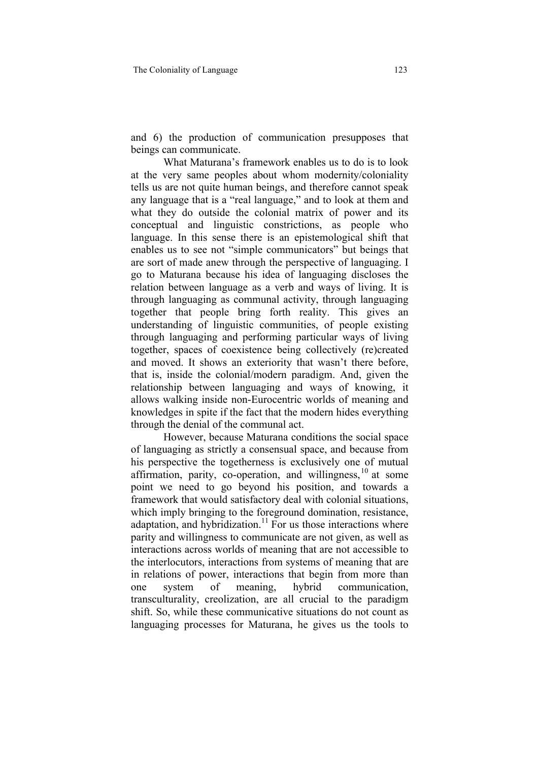and 6) the production of communication presupposes that beings can communicate.

What Maturana's framework enables us to do is to look at the very same peoples about whom modernity/coloniality tells us are not quite human beings, and therefore cannot speak any language that is a "real language," and to look at them and what they do outside the colonial matrix of power and its conceptual and linguistic constrictions, as people who language. In this sense there is an epistemological shift that enables us to see not "simple communicators" but beings that are sort of made anew through the perspective of languaging. I go to Maturana because his idea of languaging discloses the relation between language as a verb and ways of living. It is through languaging as communal activity, through languaging together that people bring forth reality. This gives an understanding of linguistic communities, of people existing through languaging and performing particular ways of living together, spaces of coexistence being collectively (re)created and moved. It shows an exteriority that wasn't there before, that is, inside the colonial/modern paradigm. And, given the relationship between languaging and ways of knowing, it allows walking inside non-Eurocentric worlds of meaning and knowledges in spite if the fact that the modern hides everything through the denial of the communal act.

However, because Maturana conditions the social space of languaging as strictly a consensual space, and because from his perspective the togetherness is exclusively one of mutual affirmation, parity, co-operation, and willingness,[10] at some point we need to go beyond his position, and towards a framework that would satisfactory deal with colonial situations, which imply bringing to the foreground domination, resistance, adaptation, and hybridization.[11] For us those interactions where parity and willingness to communicate are not given, as well as interactions across worlds of meaning that are not accessible to the interlocutors, interactions from systems of meaning that are in relations of power, interactions that begin from more than one system of meaning, hybrid communication, transculturality, creolization, are all crucial to the paradigm shift. So, while these communicative situations do not count as languaging processes for Maturana, he gives us the tools to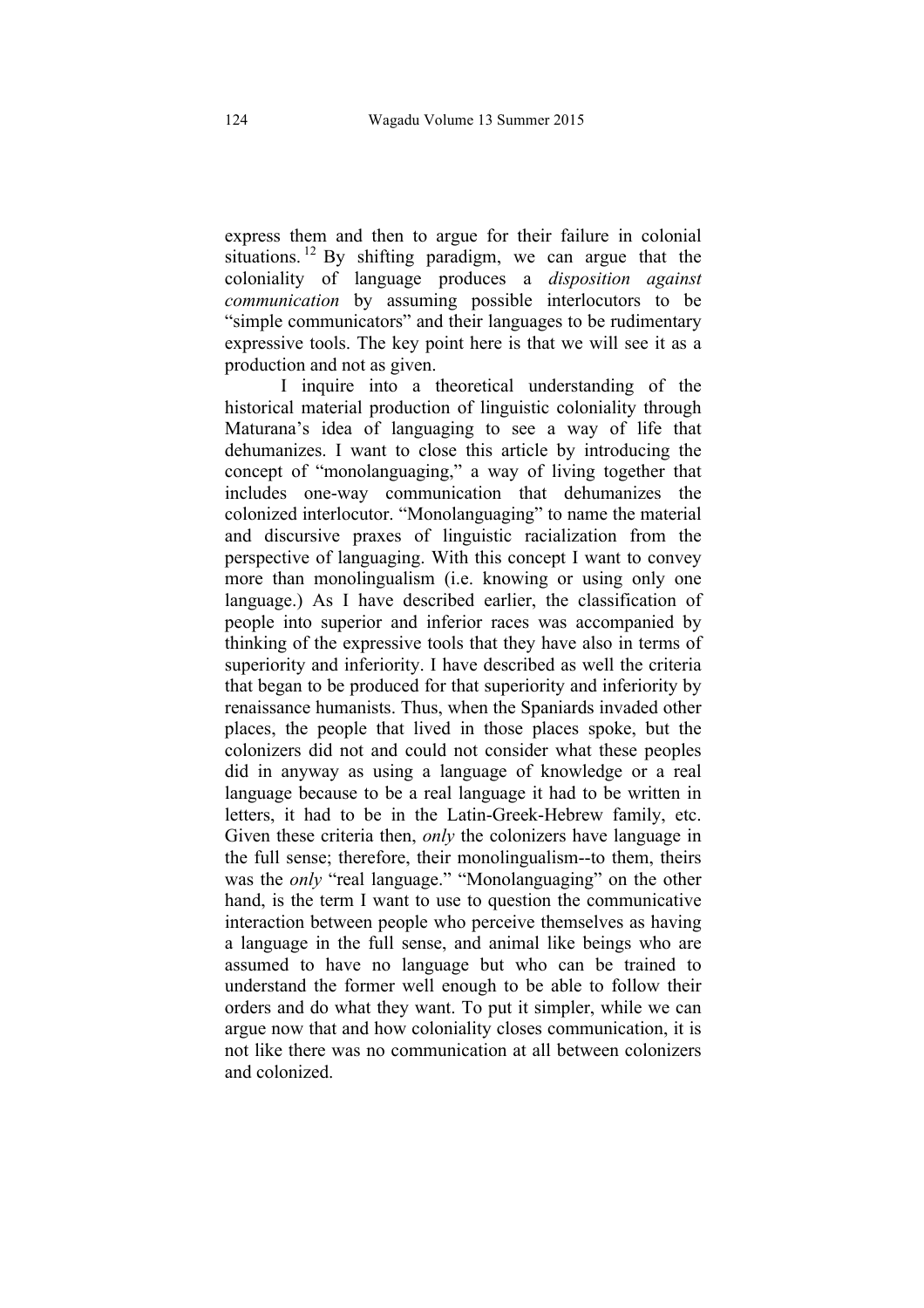express them and then to argue for their failure in colonial situations.[12] By shifting paradigm, we can argue that the coloniality of language produces a *disposition against communication* by assuming possible interlocutors to be "simple communicators" and their languages to be rudimentary expressive tools. The key point here is that we will see it as a production and not as given.

I inquire into a theoretical understanding of the historical material production of linguistic coloniality through Maturana's idea of languaging to see a way of life that dehumanizes. I want to close this article by introducing the concept of "monolanguaging," a way of living together that includes one-way communication that dehumanizes the colonized interlocutor. "Monolanguaging" to name the material and discursive praxes of linguistic racialization from the perspective of languaging. With this concept I want to convey more than monolingualism (i.e. knowing or using only one language.) As I have described earlier, the classification of people into superior and inferior races was accompanied by thinking of the expressive tools that they have also in terms of superiority and inferiority. I have described as well the criteria that began to be produced for that superiority and inferiority by renaissance humanists. Thus, when the Spaniards invaded other places, the people that lived in those places spoke, but the colonizers did not and could not consider what these peoples did in anyway as using a language of knowledge or a real language because to be a real language it had to be written in letters, it had to be in the Latin-Greek-Hebrew family, etc. Given these criteria then, *only* the colonizers have language in the full sense; therefore, their monolingualism--to them, theirs was the *only* "real language." "Monolanguaging" on the other hand, is the term I want to use to question the communicative interaction between people who perceive themselves as having a language in the full sense, and animal like beings who are assumed to have no language but who can be trained to understand the former well enough to be able to follow their orders and do what they want. To put it simpler, while we can argue now that and how coloniality closes communication, it is not like there was no communication at all between colonizers and colonized.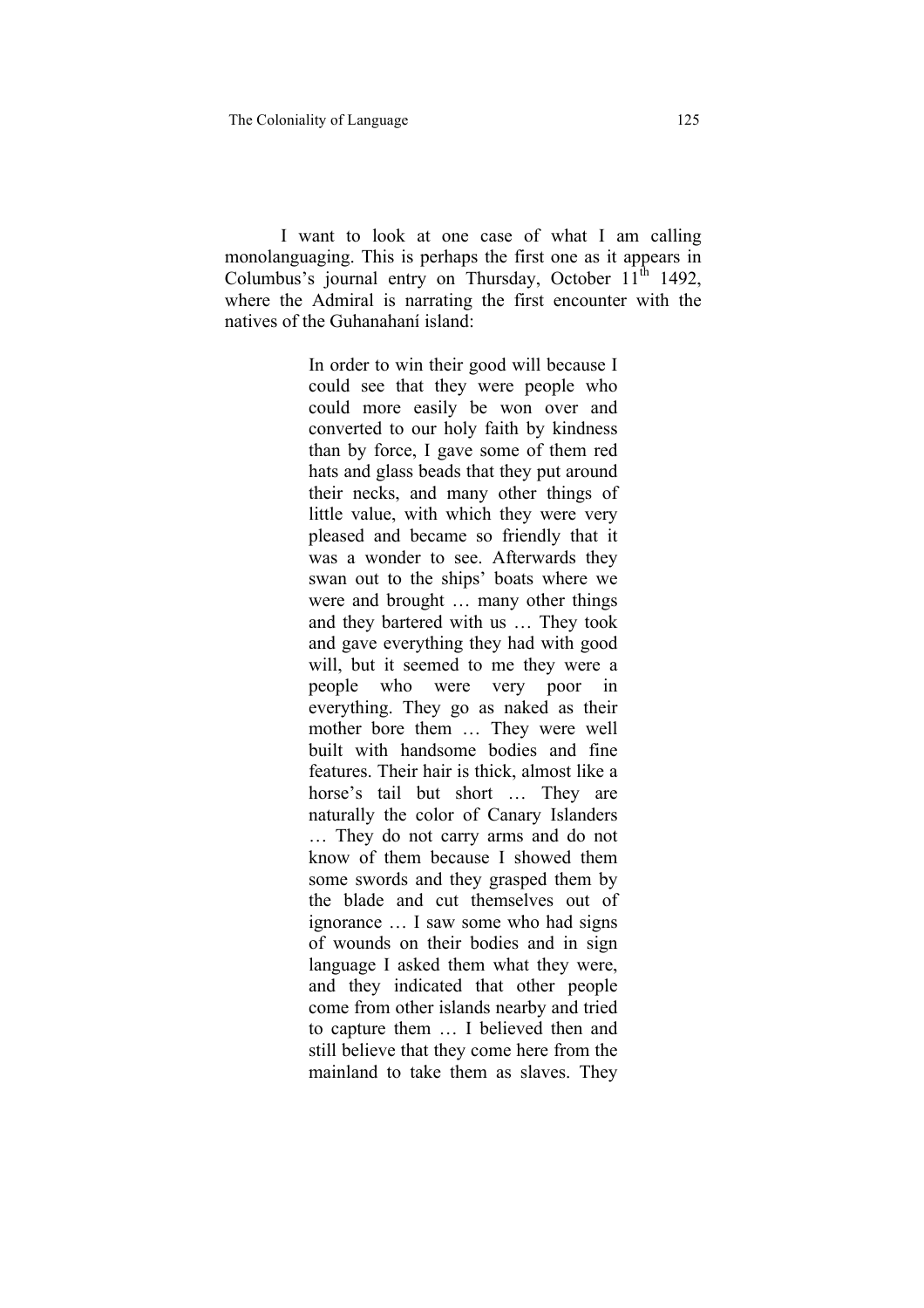I want to look at one case of what I am calling monolanguaging. This is perhaps the first one as it appears in Columbus's journal entry on Thursday, October 11th 1492, where the Admiral is narrating the first encounter with the natives of the Guhanahaní island:

> In order to win their good will because I could see that they were people who could more easily be won over and converted to our holy faith by kindness than by force, I gave some of them red hats and glass beads that they put around their necks, and many other things of little value, with which they were very pleased and became so friendly that it was a wonder to see. Afterwards they swan out to the ships' boats where we were and brought … many other things and they bartered with us … They took and gave everything they had with good will, but it seemed to me they were a people who were very poor in everything. They go as naked as their mother bore them … They were well built with handsome bodies and fine features. Their hair is thick, almost like a horse's tail but short … They are naturally the color of Canary Islanders … They do not carry arms and do not know of them because I showed them some swords and they grasped them by the blade and cut themselves out of ignorance … I saw some who had signs of wounds on their bodies and in sign language I asked them what they were, and they indicated that other people come from other islands nearby and tried to capture them … I believed then and still believe that they come here from the mainland to take them as slaves. They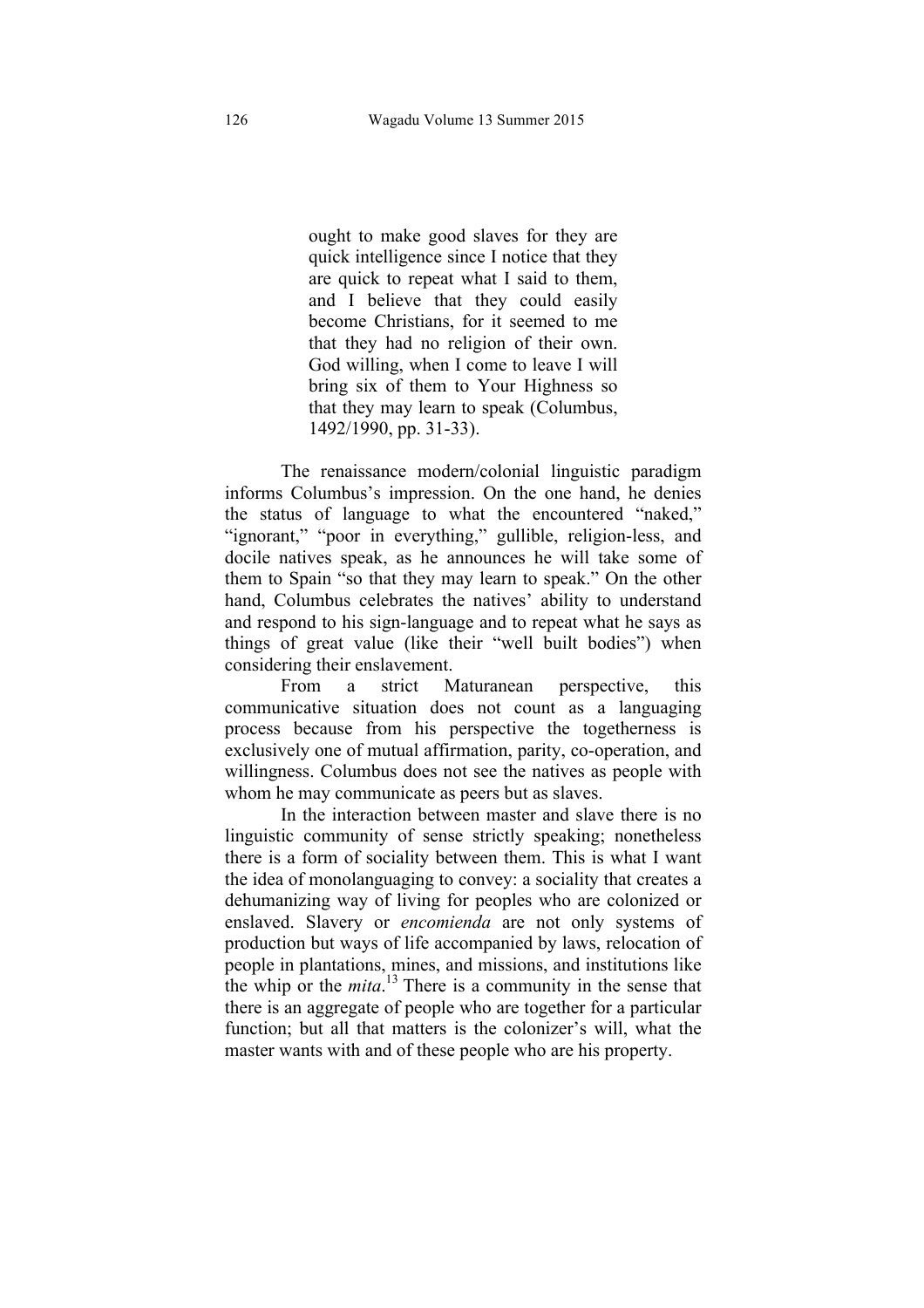> ought to make good slaves for they are quick intelligence since I notice that they are quick to repeat what I said to them, and I believe that they could easily become Christians, for it seemed to me that they had no religion of their own. God willing, when I come to leave I will bring six of them to Your Highness so that they may learn to speak (Columbus, 1492/1990, pp. 31-33).

The renaissance modern/colonial linguistic paradigm informs Columbus's impression. On the one hand, he denies the status of language to what the encountered "naked," "ignorant," "poor in everything," gullible, religion-less, and docile natives speak, as he announces he will take some of them to Spain "so that they may learn to speak." On the other hand, Columbus celebrates the natives' ability to understand and respond to his sign-language and to repeat what he says as things of great value (like their "well built bodies") when considering their enslavement.

From a strict Maturanean perspective, this communicative situation does not count as a languaging process because from his perspective the togetherness is exclusively one of mutual affirmation, parity, co-operation, and willingness. Columbus does not see the natives as people with whom he may communicate as peers but as slaves.

In the interaction between master and slave there is no linguistic community of sense strictly speaking; nonetheless there is a form of sociality between them. This is what I want the idea of monolanguaging to convey: a sociality that creates a dehumanizing way of living for peoples who are colonized or enslaved. Slavery or *encomienda* are not only systems of production but ways of life accompanied by laws, relocation of people in plantations, mines, and missions, and institutions like the whip or the *mita*.[13] There is a community in the sense that there is an aggregate of people who are together for a particular function; but all that matters is the colonizer's will, what the master wants with and of these people who are his property.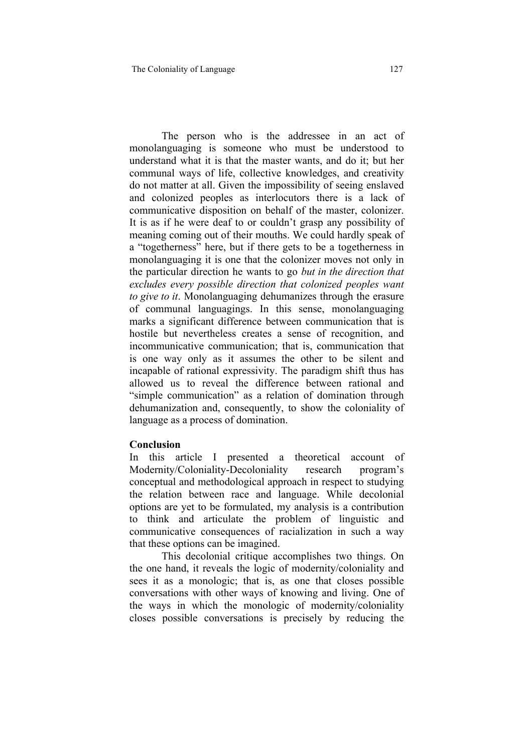The person who is the addressee in an act of monolanguaging is someone who must be understood to understand what it is that the master wants, and do it; but her communal ways of life, collective knowledges, and creativity do not matter at all. Given the impossibility of seeing enslaved and colonized peoples as interlocutors there is a lack of communicative disposition on behalf of the master, colonizer. It is as if he were deaf to or couldn't grasp any possibility of meaning coming out of their mouths. We could hardly speak of a "togetherness" here, but if there gets to be a togetherness in monolanguaging it is one that the colonizer moves not only in the particular direction he wants to go *but in the direction that excludes every possible direction that colonized peoples want to give to it*. Monolanguaging dehumanizes through the erasure of communal languagings. In this sense, monolanguaging marks a significant difference between communication that is hostile but nevertheless creates a sense of recognition, and incommunicative communication; that is, communication that is one way only as it assumes the other to be silent and incapable of rational expressivity. The paradigm shift thus has allowed us to reveal the difference between rational and "simple communication" as a relation of domination through dehumanization and, consequently, to show the coloniality of language as a process of domination.

**Conclusion**

In this article I presented a theoretical account of Modernity/Coloniality-Decoloniality research program's conceptual and methodological approach in respect to studying the relation between race and language. While decolonial options are yet to be formulated, my analysis is a contribution to think and articulate the problem of linguistic and communicative consequences of racialization in such a way that these options can be imagined.

This decolonial critique accomplishes two things. On the one hand, it reveals the logic of modernity/coloniality and sees it as a monologic; that is, as one that closes possible conversations with other ways of knowing and living. One of the ways in which the monologic of modernity/coloniality closes possible conversations is precisely by reducing the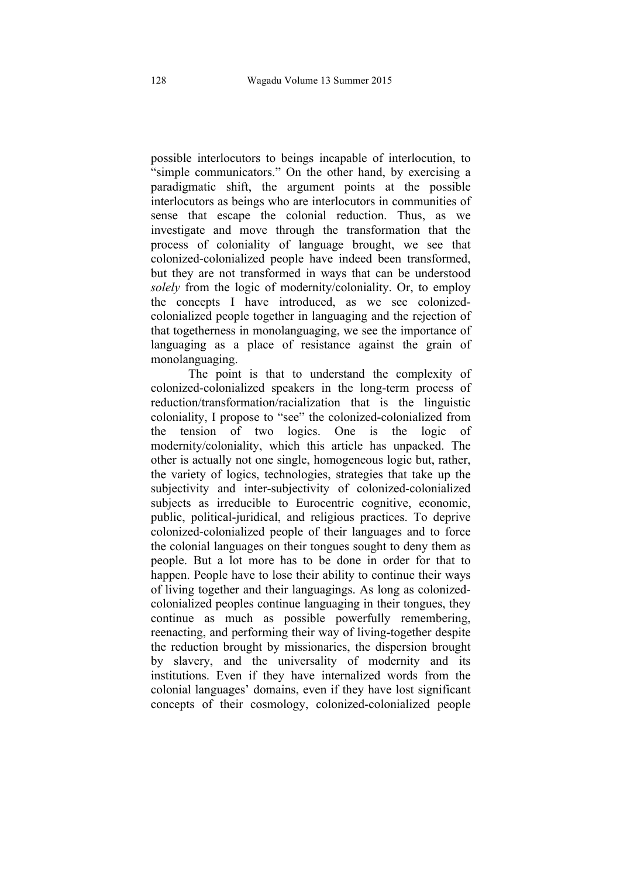possible interlocutors to beings incapable of interlocution, to "simple communicators." On the other hand, by exercising a paradigmatic shift, the argument points at the possible interlocutors as beings who are interlocutors in communities of sense that escape the colonial reduction. Thus, as we investigate and move through the transformation that the process of coloniality of language brought, we see that colonized-colonialized people have indeed been transformed, but they are not transformed in ways that can be understood *solely* from the logic of modernity/coloniality. Or, to employ the concepts I have introduced, as we see colonized-colonialized people together in languaging and the rejection of that togetherness in monolanguaging, we see the importance of languaging as a place of resistance against the grain of monolanguaging.

The point is that to understand the complexity of colonized-colonialized speakers in the long-term process of reduction/transformation/racialization that is the linguistic coloniality, I propose to "see" the colonized-colonialized from the tension of two logics. One is the logic of modernity/coloniality, which this article has unpacked. The other is actually not one single, homogeneous logic but, rather, the variety of logics, technologies, strategies that take up the subjectivity and inter-subjectivity of colonized-colonialized subjects as irreducible to Eurocentric cognitive, economic, public, political-juridical, and religious practices. To deprive colonized-colonialized people of their languages and to force the colonial languages on their tongues sought to deny them as people. But a lot more has to be done in order for that to happen. People have to lose their ability to continue their ways of living together and their languagings. As long as colonized-colonialized peoples continue languaging in their tongues, they continue as much as possible powerfully remembering, reenacting, and performing their way of living-together despite the reduction brought by missionaries, the dispersion brought by slavery, and the universality of modernity and its institutions. Even if they have internalized words from the colonial languages' domains, even if they have lost significant concepts of their cosmology, colonized-colonialized people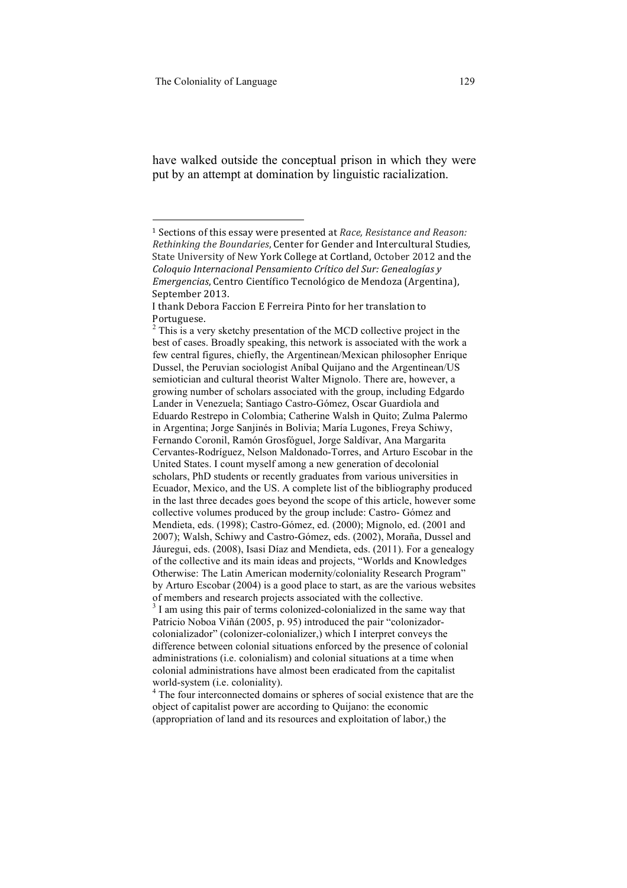have walked outside the conceptual prison in which they were put by an attempt at domination by linguistic racialization.

---

[1] Sections of this essay were presented at *Race, Resistance and Reason: Rethinking the Boundaries*, Center for Gender and Intercultural Studies, State University of New York College at Cortland, October 2012 and the *Coloquio Internacional Pensamiento Crítico del Sur: Genealogías y Emergencias*, Centro Científico Tecnológico de Mendoza (Argentina), September 2013.

I thank Debora Faccion E Ferreira Pinto for her translation to Portuguese.

[2] This is a very sketchy presentation of the MCD collective project in the best of cases. Broadly speaking, this network is associated with the work a few central figures, chiefly, the Argentinean/Mexican philosopher Enrique Dussel, the Peruvian sociologist Aníbal Quijano and the Argentinean/US semiotician and cultural theorist Walter Mignolo. There are, however, a growing number of scholars associated with the group, including Edgardo Lander in Venezuela; Santiago Castro-Gómez, Oscar Guardiola and Eduardo Restrepo in Colombia; Catherine Walsh in Quito; Zulma Palermo in Argentina; Jorge Sanjinés in Bolivia; María Lugones, Freya Schiwy, Fernando Coronil, Ramón Grosfóguel, Jorge Saldívar, Ana Margarita Cervantes-Rodríguez, Nelson Maldonado-Torres, and Arturo Escobar in the United States. I count myself among a new generation of decolonial scholars, PhD students or recently graduates from various universities in Ecuador, Mexico, and the US. A complete list of the bibliography produced in the last three decades goes beyond the scope of this article, however some collective volumes produced by the group include: Castro- Gómez and Mendieta, eds. (1998); Castro-Gómez, ed. (2000); Mignolo, ed. (2001 and 2007); Walsh, Schiwy and Castro-Gómez, eds. (2002), Moraña, Dussel and Jáuregui, eds. (2008), Isasi Díaz and Mendieta, eds. (2011). For a genealogy of the collective and its main ideas and projects, "Worlds and Knowledges Otherwise: The Latin American modernity/coloniality Research Program" by Arturo Escobar (2004) is a good place to start, as are the various websites of members and research projects associated with the collective.

[3] I am using this pair of terms colonized-colonialized in the same way that Patricio Noboa Viñán (2005, p. 95) introduced the pair "colonizador-colonializador" (colonizer-colonializer,) which I interpret conveys the difference between colonial situations enforced by the presence of colonial administrations (i.e. colonialism) and colonial situations at a time when colonial administrations have almost been eradicated from the capitalist world-system (i.e. coloniality).

[4] The four interconnected domains or spheres of social existence that are the object of capitalist power are according to Quijano: the economic (appropriation of land and its resources and exploitation of labor,) the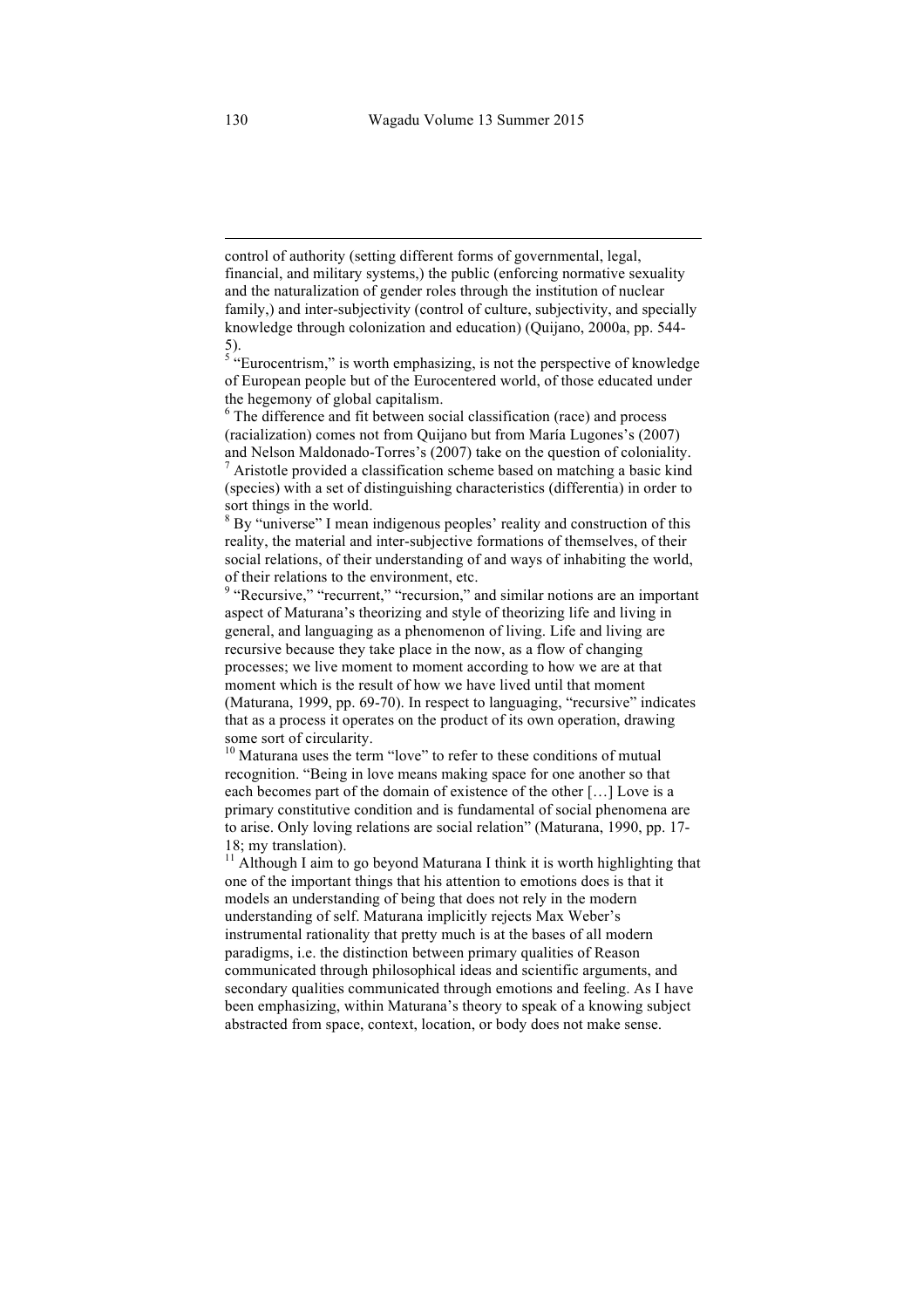control of authority (setting different forms of governmental, legal, financial, and military systems,) the public (enforcing normative sexuality and the naturalization of gender roles through the institution of nuclear family,) and inter-subjectivity (control of culture, subjectivity, and specially knowledge through colonization and education) (Quijano, 2000a, pp. 544-5).

[5] "Eurocentrism," is worth emphasizing, is not the perspective of knowledge of European people but of the Eurocentered world, of those educated under the hegemony of global capitalism.

[6] The difference and fit between social classification (race) and process (racialization) comes not from Quijano but from María Lugones's (2007) and Nelson Maldonado-Torres's (2007) take on the question of coloniality.

[7] Aristotle provided a classification scheme based on matching a basic kind (species) with a set of distinguishing characteristics (differentia) in order to sort things in the world.

[8] By "universe" I mean indigenous peoples' reality and construction of this reality, the material and inter-subjective formations of themselves, of their social relations, of their understanding of and ways of inhabiting the world, of their relations to the environment, etc.

[9] "Recursive," "recurrent," "recursion," and similar notions are an important aspect of Maturana's theorizing and style of theorizing life and living in general, and languaging as a phenomenon of living. Life and living are recursive because they take place in the now, as a flow of changing processes; we live moment to moment according to how we are at that moment which is the result of how we have lived until that moment (Maturana, 1999, pp. 69-70). In respect to languaging, "recursive" indicates that as a process it operates on the product of its own operation, drawing some sort of circularity.

[10] Maturana uses the term "love" to refer to these conditions of mutual recognition. "Being in love means making space for one another so that each becomes part of the domain of existence of the other […] Love is a primary constitutive condition and is fundamental of social phenomena are to arise. Only loving relations are social relation" (Maturana, 1990, pp. 17-18; my translation).

[11] Although I aim to go beyond Maturana I think it is worth highlighting that one of the important things that his attention to emotions does is that it models an understanding of being that does not rely in the modern understanding of self. Maturana implicitly rejects Max Weber's instrumental rationality that pretty much is at the bases of all modern paradigms, i.e. the distinction between primary qualities of Reason communicated through philosophical ideas and scientific arguments, and secondary qualities communicated through emotions and feeling. As I have been emphasizing, within Maturana's theory to speak of a knowing subject abstracted from space, context, location, or body does not make sense.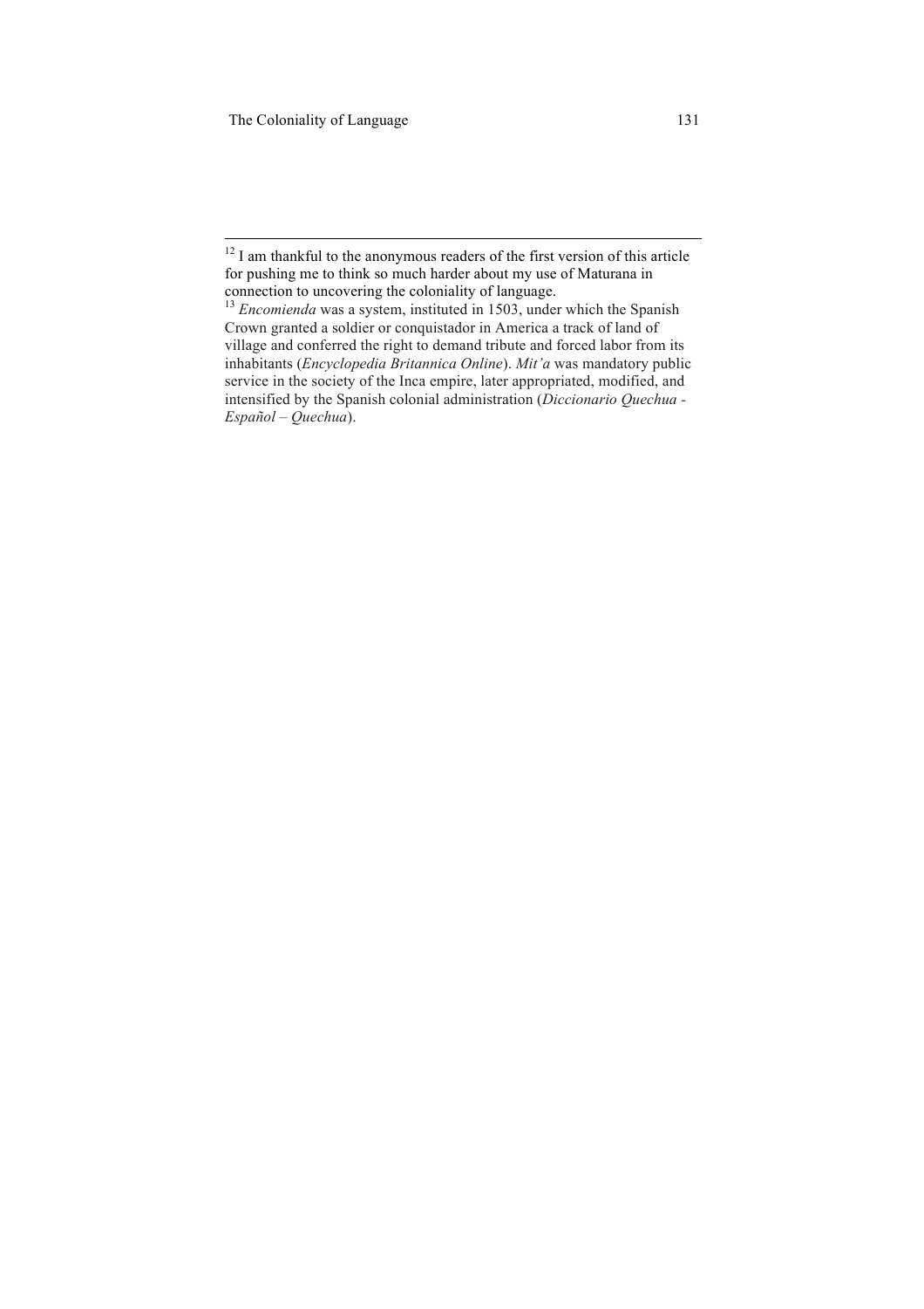[12] I am thankful to the anonymous readers of the first version of this article for pushing me to think so much harder about my use of Maturana in connection to uncovering the coloniality of language.

[13] *Encomienda* was a system, instituted in 1503, under which the Spanish Crown granted a soldier or conquistador in America a track of land of village and conferred the right to demand tribute and forced labor from its inhabitants (*Encyclopedia Britannica Online*). *Mit'a* was mandatory public service in the society of the Inca empire, later appropriated, modified, and intensified by the Spanish colonial administration (*Diccionario Quechua - Español – Quechua*).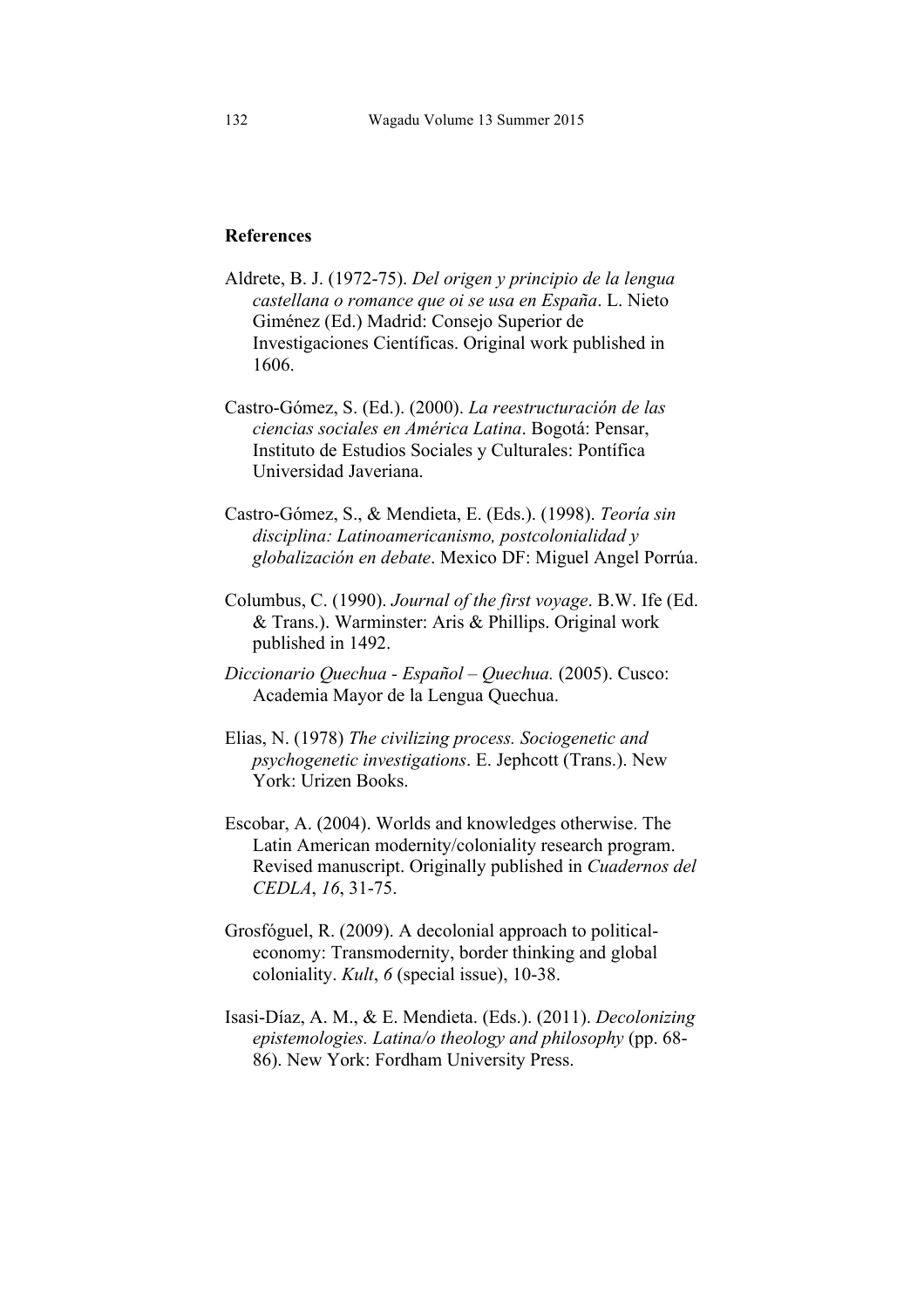## References

Aldrete, B. J. (1972-75). *Del origen y principio de la lengua castellana o romance que oi se usa en España*. L. Nieto Giménez (Ed.) Madrid: Consejo Superior de Investigaciones Científicas. Original work published in 1606.

Castro-Gómez, S. (Ed.). (2000). *La reestructuración de las ciencias sociales en América Latina*. Bogotá: Pensar, Instituto de Estudios Sociales y Culturales: Pontífica Universidad Javeriana.

Castro-Gómez, S., & Mendieta, E. (Eds.). (1998). *Teoría sin disciplina: Latinoamericanismo, postcolonialidad y globalización en debate*. Mexico DF: Miguel Angel Porrúa.

Columbus, C. (1990). *Journal of the first voyage*. B.W. Ife (Ed. & Trans.). Warminster: Aris & Phillips. Original work published in 1492.

*Diccionario Quechua - Español – Quechua.* (2005). Cusco: Academia Mayor de la Lengua Quechua.

Elias, N. (1978) *The civilizing process. Sociogenetic and psychogenetic investigations*. E. Jephcott (Trans.). New York: Urizen Books.

Escobar, A. (2004). Worlds and knowledges otherwise. The Latin American modernity/coloniality research program. Revised manuscript. Originally published in *Cuadernos del CEDLA*, *16*, 31-75.

Grosfóguel, R. (2009). A decolonial approach to political-economy: Transmodernity, border thinking and global coloniality. *Kult*, *6* (special issue), 10-38.

Isasi-Díaz, A. M., & E. Mendieta. (Eds.). (2011). *Decolonizing epistemologies. Latina/o theology and philosophy* (pp. 68-86). New York: Fordham University Press.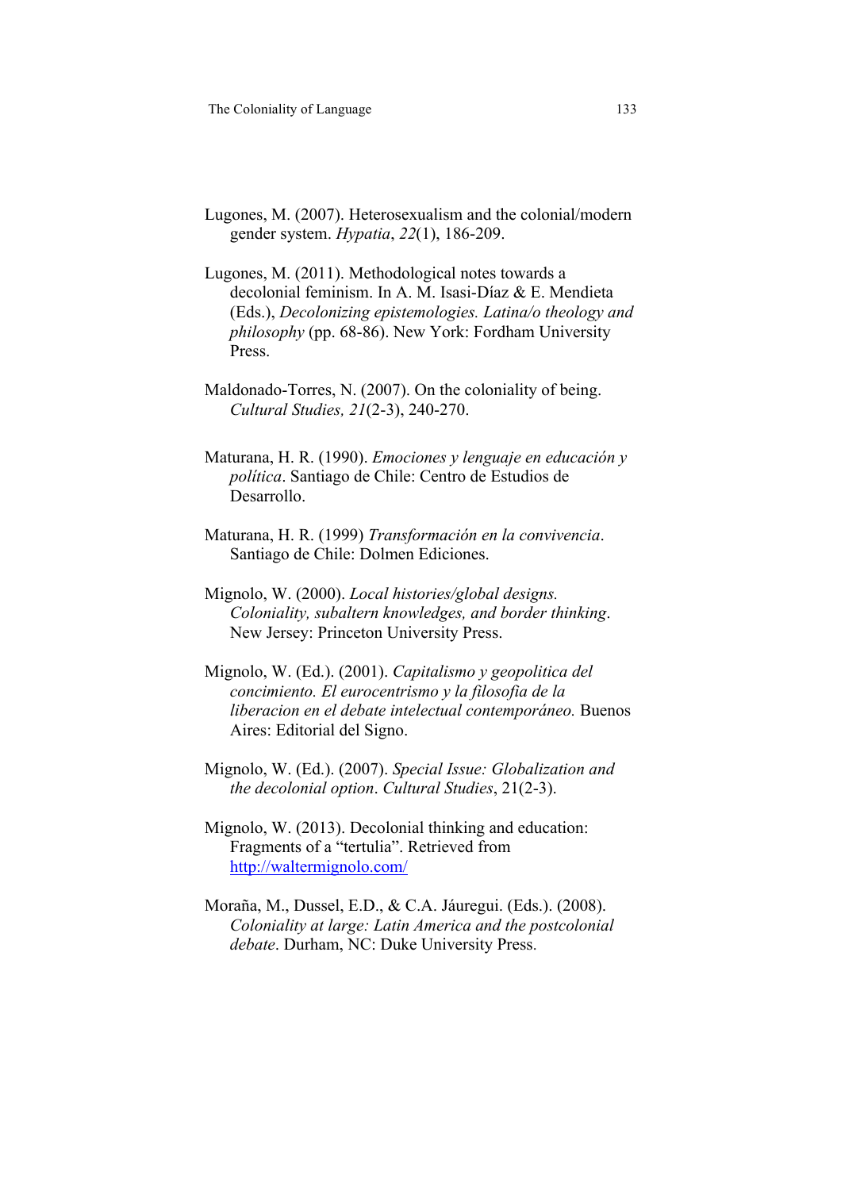Lugones, M. (2007). Heterosexualism and the colonial/modern gender system. *Hypatia*, *22*(1), 186-209.

Lugones, M. (2011). Methodological notes towards a decolonial feminism. In A. M. Isasi-Díaz & E. Mendieta (Eds.), *Decolonizing epistemologies. Latina/o theology and philosophy* (pp. 68-86). New York: Fordham University Press.

Maldonado-Torres, N. (2007). On the coloniality of being. *Cultural Studies, 21*(2-3), 240-270.

Maturana, H. R. (1990). *Emociones y lenguaje en educación y política*. Santiago de Chile: Centro de Estudios de Desarrollo.

Maturana, H. R. (1999) *Transformación en la convivencia*. Santiago de Chile: Dolmen Ediciones.

Mignolo, W. (2000). *Local histories/global designs. Coloniality, subaltern knowledges, and border thinking*. New Jersey: Princeton University Press.

Mignolo, W. (Ed.). (2001). *Capitalismo y geopolitica del concimiento. El eurocentrismo y la filosofia de la liberacion en el debate intelectual contemporáneo.* Buenos Aires: Editorial del Signo.

Mignolo, W. (Ed.). (2007). *Special Issue: Globalization and the decolonial option*. *Cultural Studies*, 21(2-3).

Mignolo, W. (2013). Decolonial thinking and education: Fragments of a "tertulia". Retrieved from http://waltermignolo.com/

Moraña, M., Dussel, E.D., & C.A. Jáuregui. (Eds.). (2008). *Coloniality at large: Latin America and the postcolonial debate*. Durham, NC: Duke University Press.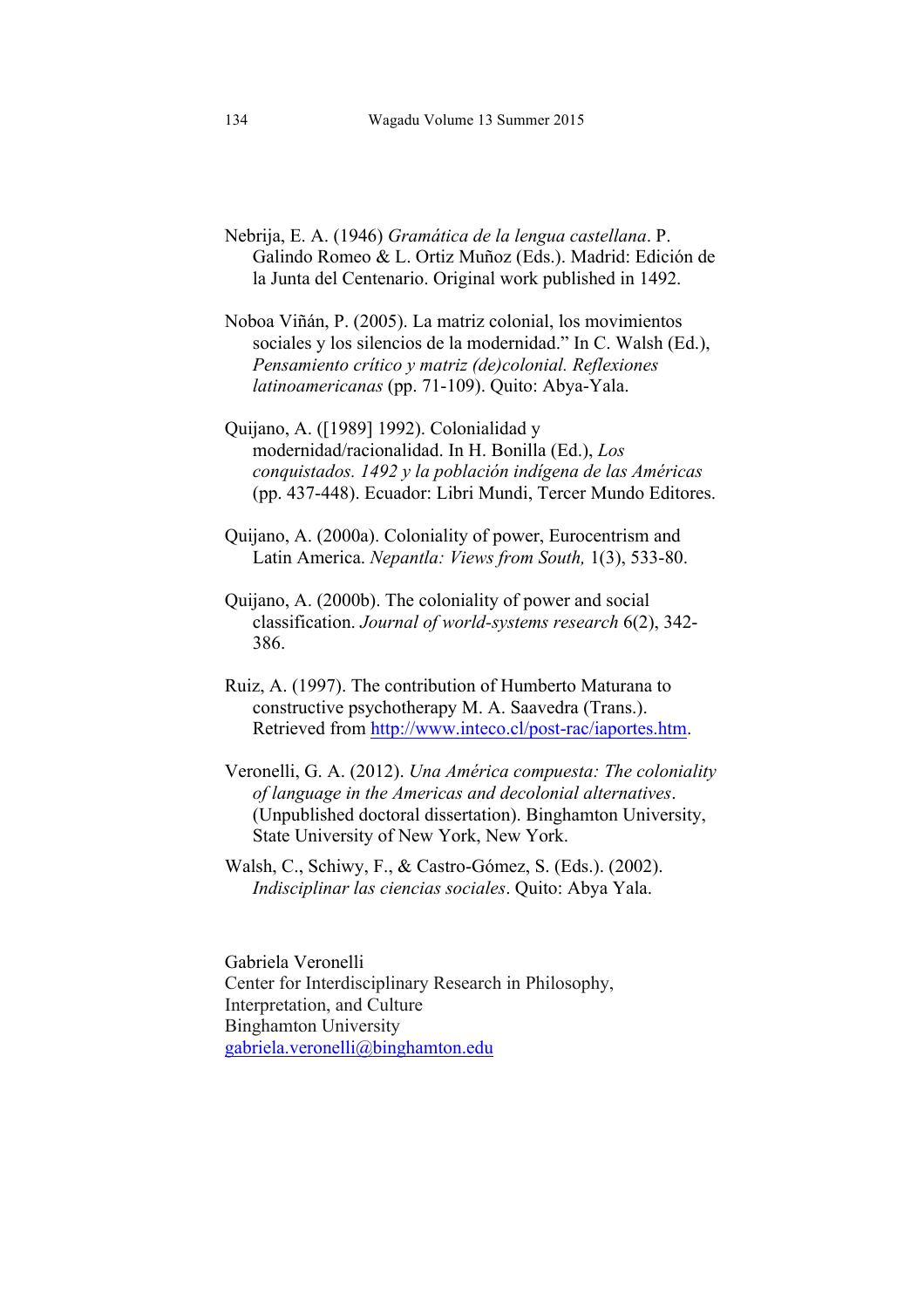Nebrija, E. A. (1946) *Gramática de la lengua castellana*. P. Galindo Romeo & L. Ortiz Muñoz (Eds.). Madrid: Edición de la Junta del Centenario. Original work published in 1492.

Noboa Viñán, P. (2005). La matriz colonial, los movimientos sociales y los silencios de la modernidad." In C. Walsh (Ed.), *Pensamiento crítico y matriz (de)colonial. Reflexiones latinoamericanas* (pp. 71-109). Quito: Abya-Yala.

Quijano, A. ([1989] 1992). Colonialidad y modernidad/racionalidad. In H. Bonilla (Ed.), *Los conquistados. 1492 y la población indígena de las Américas* (pp. 437-448). Ecuador: Libri Mundi, Tercer Mundo Editores.

Quijano, A. (2000a). Coloniality of power, Eurocentrism and Latin America. *Nepantla: Views from South,* 1(3), 533-80.

Quijano, A. (2000b). The coloniality of power and social classification. *Journal of world-systems research* 6(2), 342-386.

Ruiz, A. (1997). The contribution of Humberto Maturana to constructive psychotherapy M. A. Saavedra (Trans.). Retrieved from http://www.inteco.cl/post-rac/iaportes.htm.

Veronelli, G. A. (2012). *Una América compuesta: The coloniality of language in the Americas and decolonial alternatives*. (Unpublished doctoral dissertation). Binghamton University, State University of New York, New York.

Walsh, C., Schiwy, F., & Castro-Gómez, S. (Eds.). (2002). *Indisciplinar las ciencias sociales*. Quito: Abya Yala.

Gabriela Veronelli
Center for Interdisciplinary Research in Philosophy, Interpretation, and Culture
Binghamton University
gabriela.veronelli@binghamton.edu